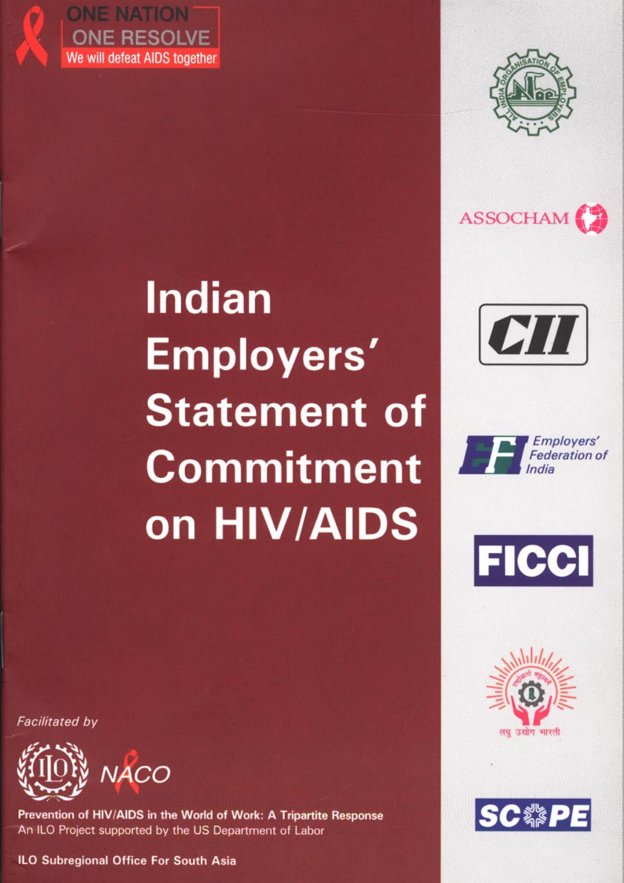**ONE NATION**
**ONE RESOLVE**
We will defeat AIDS together

# Indian Employers' Statement of Commitment on HIV/AIDS

ASSOCHAM

CII

Employers' Federation of India

FICCI

लघु उद्योग भारती

SCOPE

*Facilitated by*

ILO NACO

**Prevention of HIV/AIDS in the World of Work: A Tripartite Response**
An ILO Project supported by the US Department of Labor

**ILO Subregional Office For South Asia**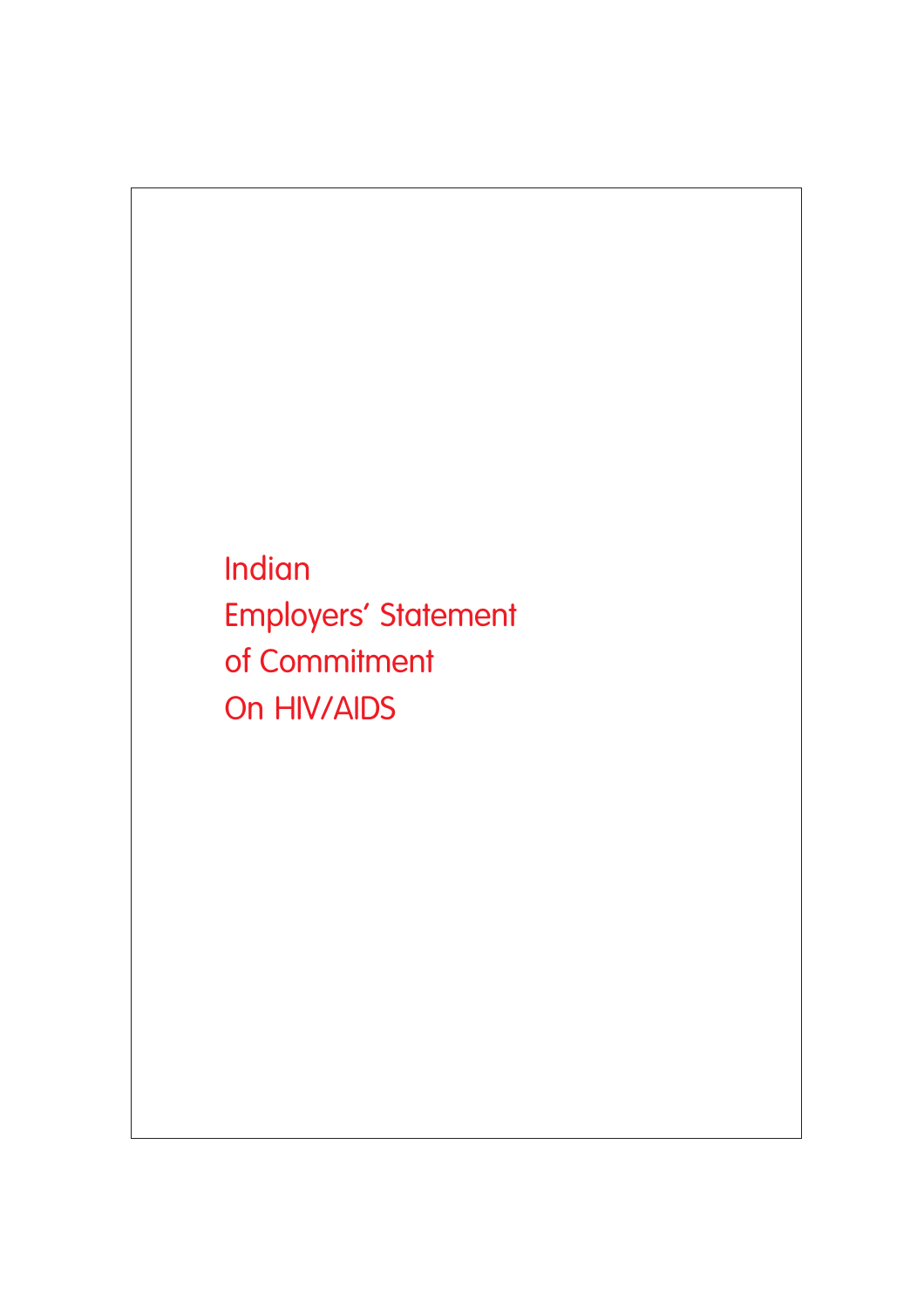# Indian Employers' Statement of Commitment On HIV/AIDS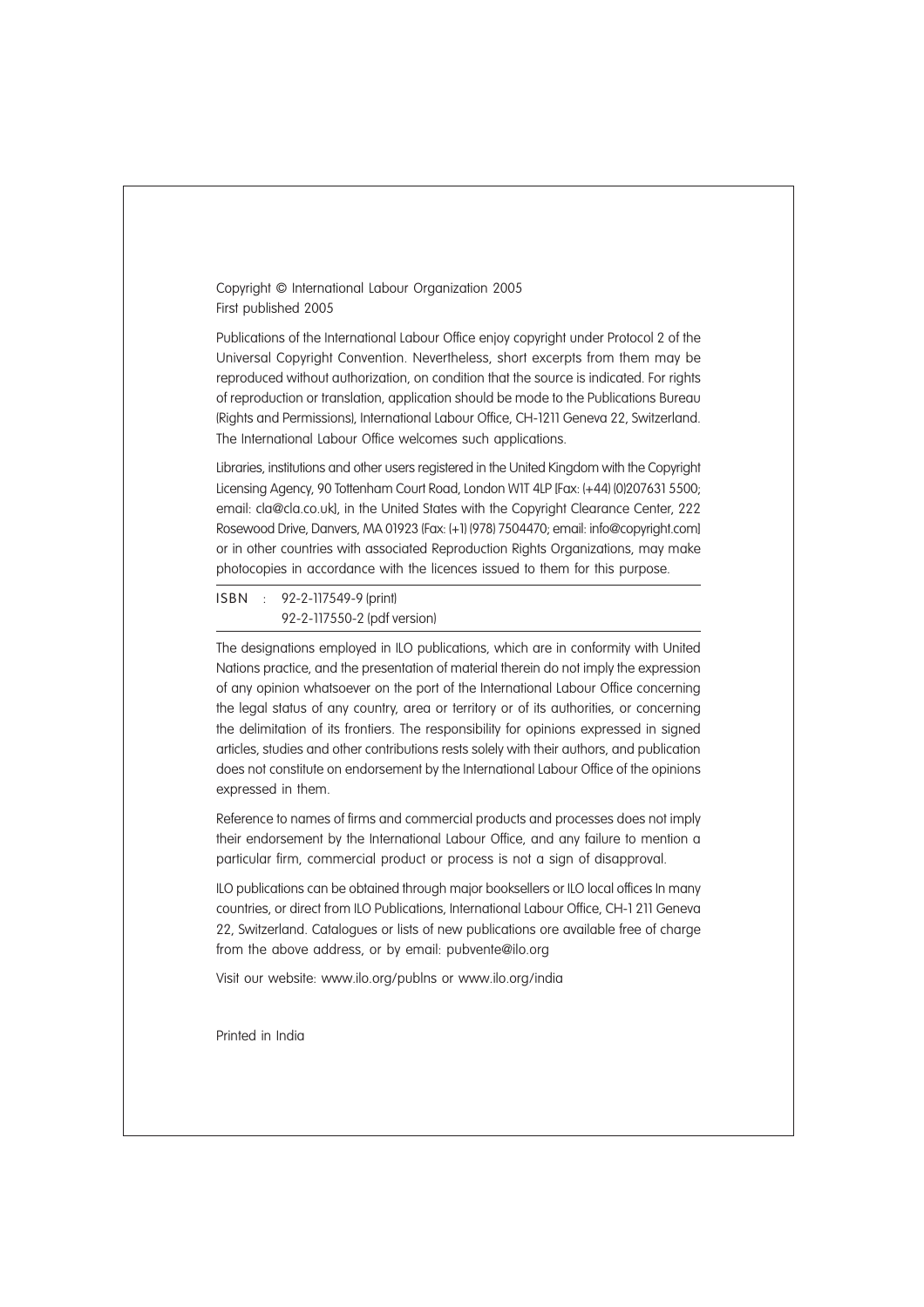Copyright © International Labour Organization 2005
First published 2005

Publications of the International Labour Office enjoy copyright under Protocol 2 of the Universal Copyright Convention. Nevertheless, short excerpts from them may be reproduced without authorization, on condition that the source is indicated. For rights of reproduction or translation, application should be mode to the Publications Bureau (Rights and Permissions), International Labour Office, CH-1211 Geneva 22, Switzerland. The International Labour Office welcomes such applications.

Libraries, institutions and other users registered in the United Kingdom with the Copyright Licensing Agency, 90 Tottenham Court Road, London W1T 4LP [Fax: (+44) (0)207631 5500; email: cla@cla.co.uk], in the United States with the Copyright Clearance Center, 222 Rosewood Drive, Danvers, MA 01923 [Fax: (+1) (978) 7504470; email: info@copyright.com] or in other countries with associated Reproduction Rights Organizations, may make photocopies in accordance with the licences issued to them for this purpose.

ISBN : 92-2-117549-9 (print)
92-2-117550-2 (pdf version)

The designations employed in ILO publications, which are in conformity with United Nations practice, and the presentation of material therein do not imply the expression of any opinion whatsoever on the port of the International Labour Office concerning the legal status of any country, area or territory or of its authorities, or concerning the delimitation of its frontiers. The responsibility for opinions expressed in signed articles, studies and other contributions rests solely with their authors, and publication does not constitute on endorsement by the International Labour Office of the opinions expressed in them.

Reference to names of firms and commercial products and processes does not imply their endorsement by the International Labour Office, and any failure to mention a particular firm, commercial product or process is not a sign of disapproval.

ILO publications can be obtained through major booksellers or ILO local offices In many countries, or direct from ILO Publications, International Labour Office, CH-1 211 Geneva 22, Switzerland. Catalogues or lists of new publications ore available free of charge from the above address, or by email: pubvente@ilo.org

Visit our website: www.ilo.org/publns or www.ilo.org/india

Printed in India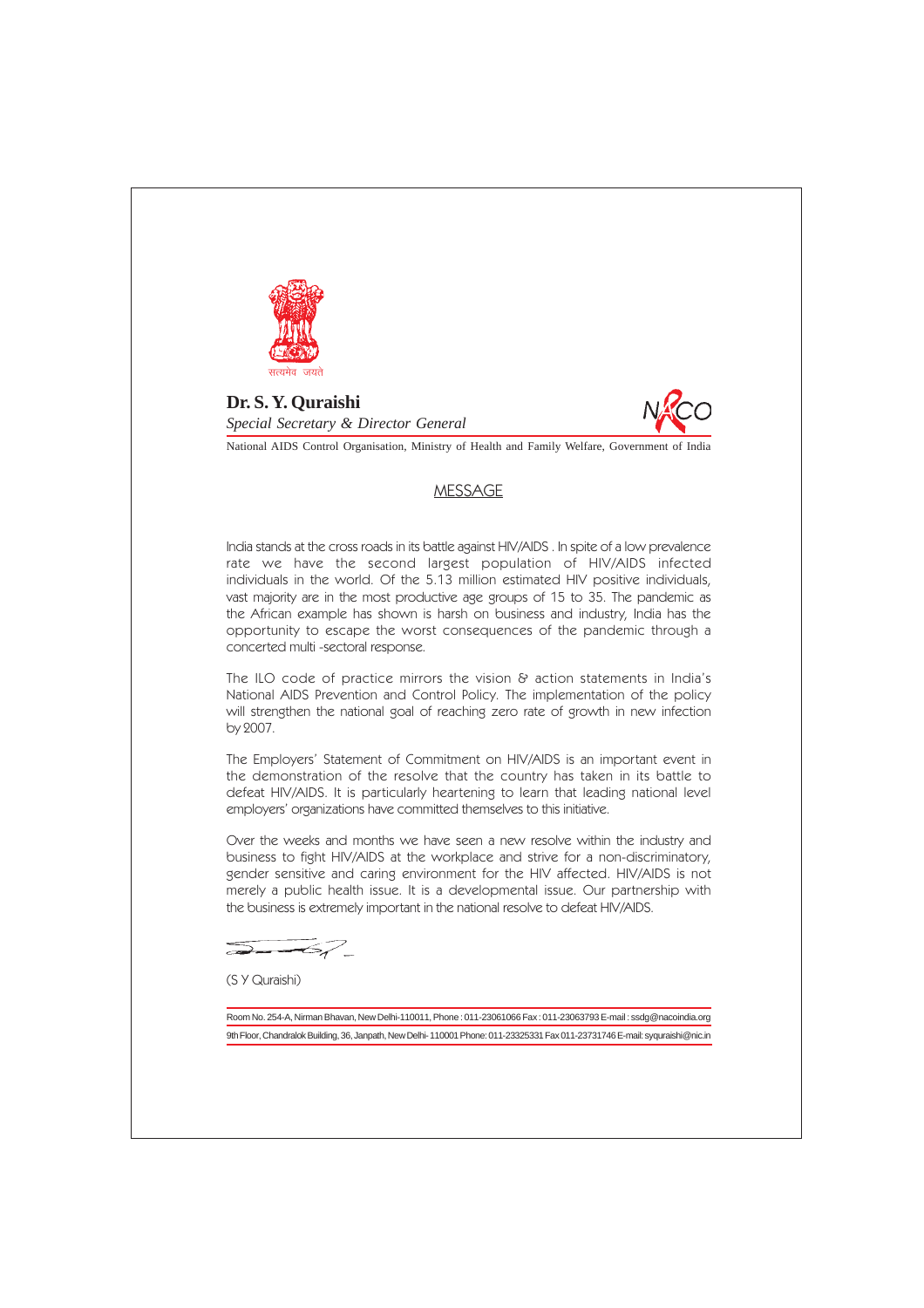सत्यमेव जयते

**Dr. S. Y. Quraishi**

*Special Secretary & Director General*

NACO

National AIDS Control Organisation, Ministry of Health and Family Welfare, Government of India

## MESSAGE

India stands at the cross roads in its battle against HIV/AIDS . In spite of a low prevalence rate we have the second largest population of HIV/AIDS infected individuals in the world. Of the 5.13 million estimated HIV positive individuals, vast majority are in the most productive age groups of 15 to 35. The pandemic as the African example has shown is harsh on business and industry, India has the opportunity to escape the worst consequences of the pandemic through a concerted multi -sectoral response.

The ILO code of practice mirrors the vision & action statements in India's National AIDS Prevention and Control Policy. The implementation of the policy will strengthen the national goal of reaching zero rate of growth in new infection by 2007.

The Employers' Statement of Commitment on HIV/AIDS is an important event in the demonstration of the resolve that the country has taken in its battle to defeat HIV/AIDS. It is particularly heartening to learn that leading national level employers' organizations have committed themselves to this initiative.

Over the weeks and months we have seen a new resolve within the industry and business to fight HIV/AIDS at the workplace and strive for a non-discriminatory, gender sensitive and caring environment for the HIV affected. HIV/AIDS is not merely a public health issue. It is a developmental issue. Our partnership with the business is extremely important in the national resolve to defeat HIV/AIDS.

(S Y Quraishi)

Room No. 254-A, Nirman Bhavan, New Delhi-110011, Phone : 011-23061066 Fax : 011-23063793 E-mail : ssdg@nacoindia.org

9th Floor, Chandralok Building, 36, Janpath, New Delhi- 110001 Phone: 011-23325331 Fax 011-23731746 E-mail: syquraishi@nic.in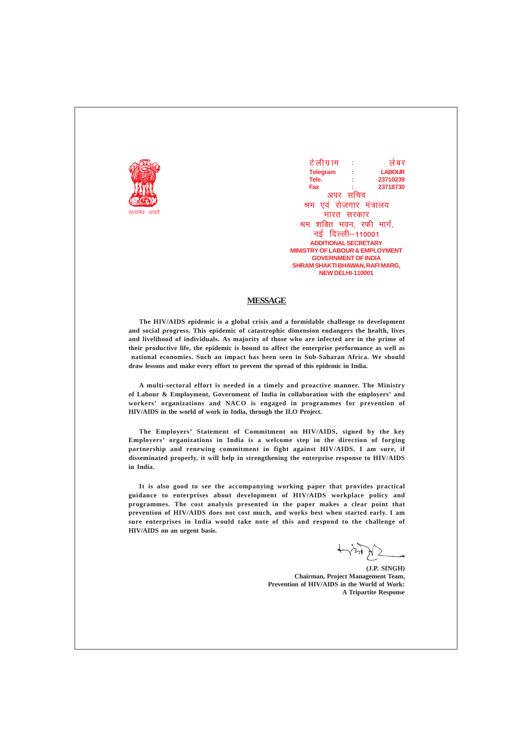सत्यमेव जयते

टेलीग्राम : लेबर
Telegram : LABOUR
Tele. : 23710239
Fax : 23718730

अपर सचिव
श्रम एवं रोजगार मंत्रालय
भारत सरकार
श्रम शक्ति भवन, रफी मार्ग,
नई दिल्ली–110001

**ADDITIONAL SECRETARY**
**MINISTRY OF LABOUR & EMPLOYMENT**
**GOVERNMENT OF INDIA**
**SHRAM SHAKTI BHAWAN, RAFI MARG,**
**NEW DELHI-110001**

## MESSAGE

**The HIV/AIDS epidemic is a global crisis and a formidable challenge to development and social progress. This epidemic of catastrophic dimension endangers the health, lives and livelihood of individuals. As majority of those who are infected are in the prime of their productive life, the epidemic is bound to affect the enterprise performance as well as national economies. Such an impact has been seen in Sub-Saharan Africa. We should draw lessons and make every effort to prevent the spread of this epidemic in India.**

**A multi-sectoral effort is needed in a timely and proactive manner. The Ministry of Labour & Employment, Government of India in collaboration with the employers' and workers' organizations and NACO is engaged in programmes for prevention of HIV/AIDS in the world of work in India, through the ILO Project.**

**The Employers' Statement of Commitment on HIV/AIDS, signed by the key Employers' organizations in India is a welcome step in the direction of forging partnership and renewing commitment in fight against HIV/AIDS. I am sure, if disseminated properly, it will help in strengthening the enterprise response to HIV/AIDS in India.**

**It is also good to see the accompanying working paper that provides practical guidance to enterprises about development of HIV/AIDS workplace policy and programmes. The cost analysis presented in the paper makes a clear point that prevention of HIV/AIDS does not cost much, and works best when started early. I am sure enterprises in India would take note of this and respond to the challenge of HIV/AIDS on an urgent basis.**

**(J.P. SINGH)**
**Chairman, Project Management Team,**
**Prevention of HIV/AIDS in the World of Work:**
**A Tripartite Response**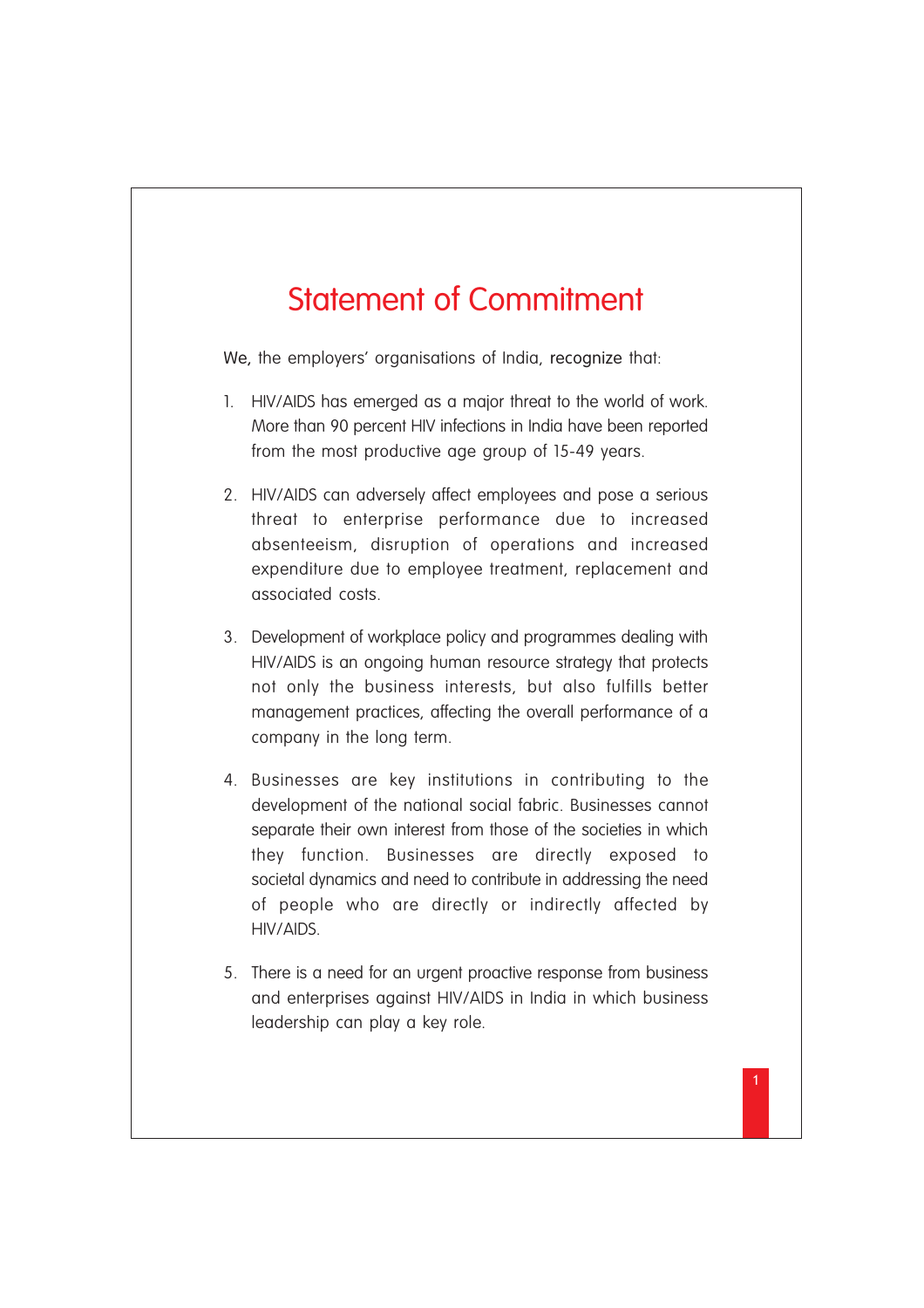# Statement of Commitment

We, the employers' organisations of India, recognize that:

1. HIV/AIDS has emerged as a major threat to the world of work. More than 90 percent HIV infections in India have been reported from the most productive age group of 15-49 years.

2. HIV/AIDS can adversely affect employees and pose a serious threat to enterprise performance due to increased absenteeism, disruption of operations and increased expenditure due to employee treatment, replacement and associated costs.

3. Development of workplace policy and programmes dealing with HIV/AIDS is an ongoing human resource strategy that protects not only the business interests, but also fulfills better management practices, affecting the overall performance of a company in the long term.

4. Businesses are key institutions in contributing to the development of the national social fabric. Businesses cannot separate their own interest from those of the societies in which they function. Businesses are directly exposed to societal dynamics and need to contribute in addressing the need of people who are directly or indirectly affected by HIV/AIDS.

5. There is a need for an urgent proactive response from business and enterprises against HIV/AIDS in India in which business leadership can play a key role.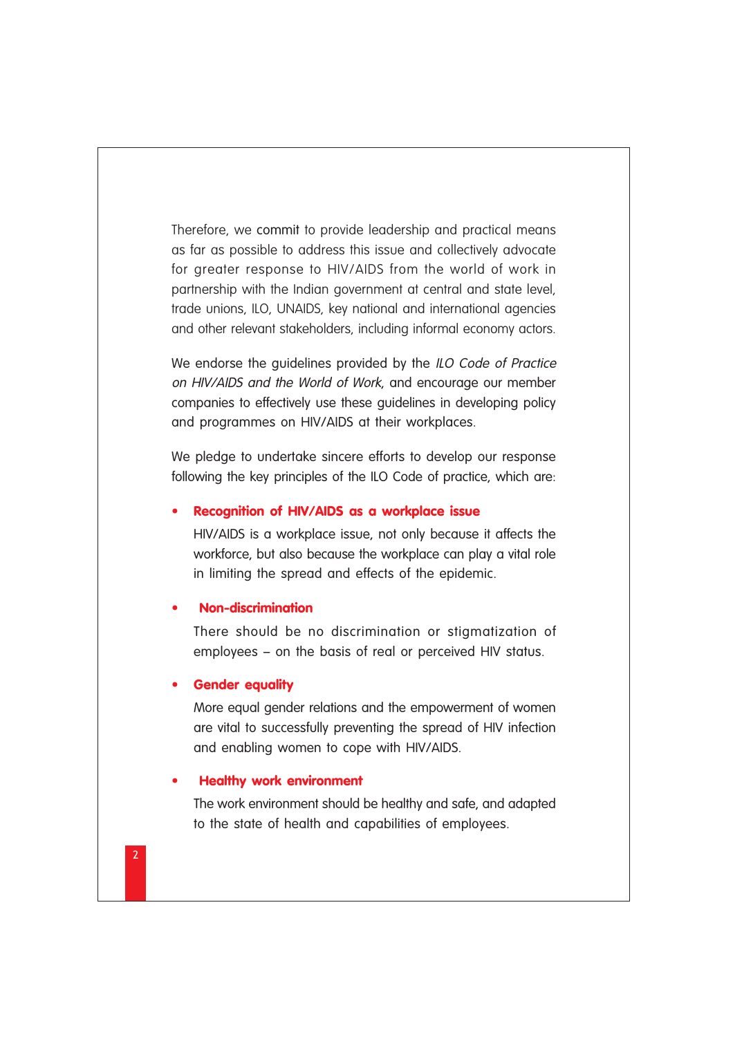Therefore, we commit to provide leadership and practical means as far as possible to address this issue and collectively advocate for greater response to HIV/AIDS from the world of work in partnership with the Indian government at central and state level, trade unions, ILO, UNAIDS, key national and international agencies and other relevant stakeholders, including informal economy actors.

We endorse the guidelines provided by the *ILO Code of Practice on HIV/AIDS and the World of Work*, and encourage our member companies to effectively use these guidelines in developing policy and programmes on HIV/AIDS at their workplaces.

We pledge to undertake sincere efforts to develop our response following the key principles of the ILO Code of practice, which are:

- **Recognition of HIV/AIDS as a workplace issue**

  HIV/AIDS is a workplace issue, not only because it affects the workforce, but also because the workplace can play a vital role in limiting the spread and effects of the epidemic.

- **Non-discrimination**

  There should be no discrimination or stigmatization of employees – on the basis of real or perceived HIV status.

- **Gender equality**

  More equal gender relations and the empowerment of women are vital to successfully preventing the spread of HIV infection and enabling women to cope with HIV/AIDS.

- **Healthy work environment**

  The work environment should be healthy and safe, and adapted to the state of health and capabilities of employees.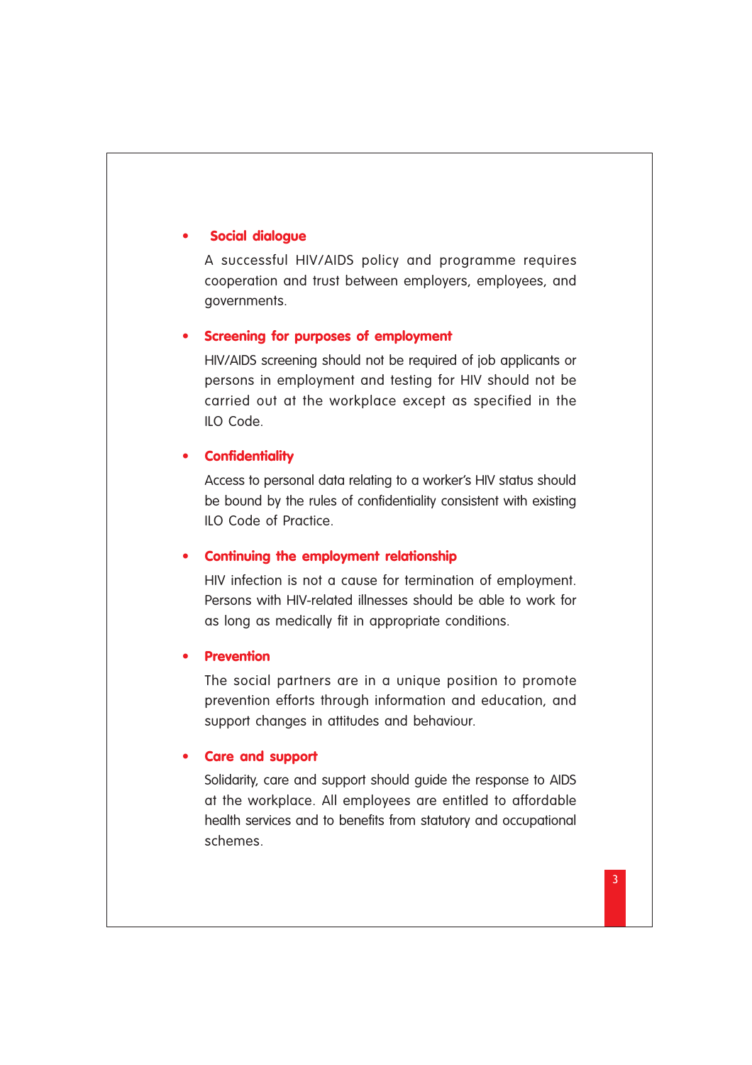- **Social dialogue**

  A successful HIV/AIDS policy and programme requires cooperation and trust between employers, employees, and governments.

- **Screening for purposes of employment**

  HIV/AIDS screening should not be required of job applicants or persons in employment and testing for HIV should not be carried out at the workplace except as specified in the ILO Code.

- **Confidentiality**

  Access to personal data relating to a worker's HIV status should be bound by the rules of confidentiality consistent with existing ILO Code of Practice.

- **Continuing the employment relationship**

  HIV infection is not a cause for termination of employment. Persons with HIV-related illnesses should be able to work for as long as medically fit in appropriate conditions.

- **Prevention**

  The social partners are in a unique position to promote prevention efforts through information and education, and support changes in attitudes and behaviour.

- **Care and support**

  Solidarity, care and support should guide the response to AIDS at the workplace. All employees are entitled to affordable health services and to benefits from statutory and occupational schemes.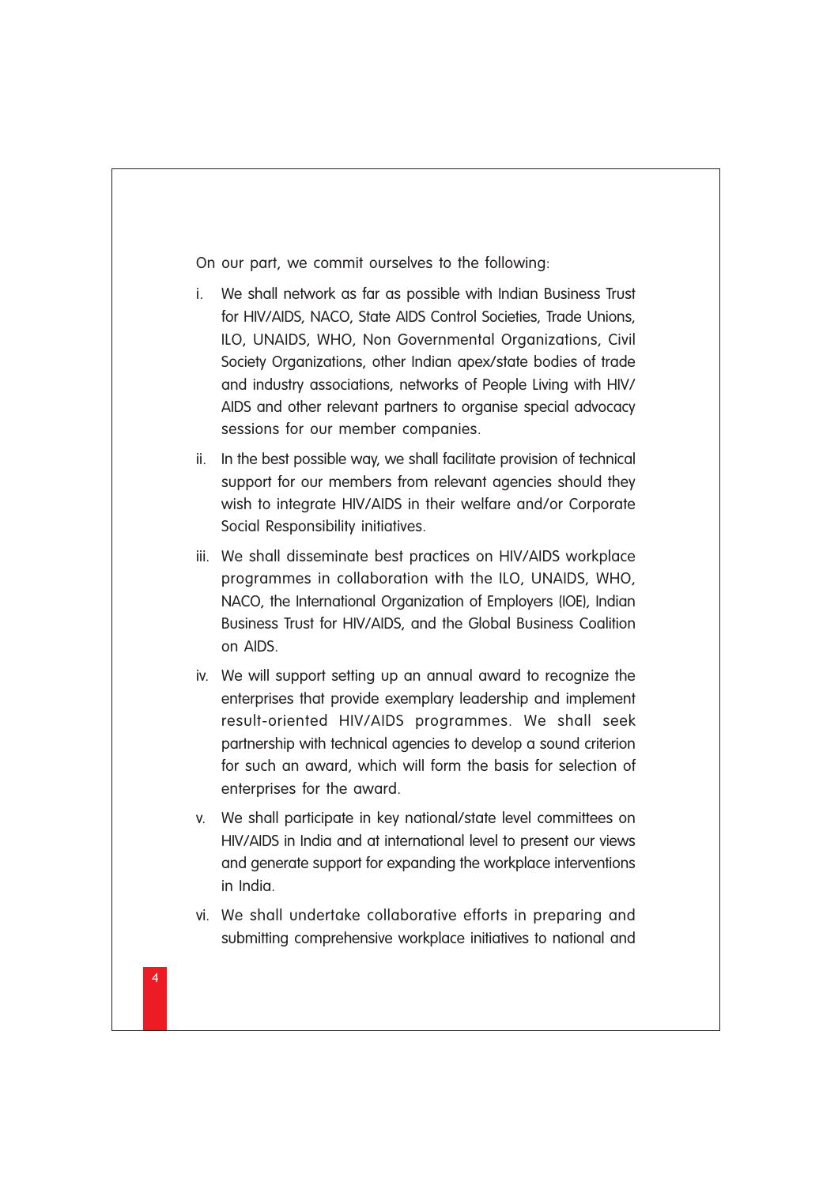On our part, we commit ourselves to the following:

i. We shall network as far as possible with Indian Business Trust for HIV/AIDS, NACO, State AIDS Control Societies, Trade Unions, ILO, UNAIDS, WHO, Non Governmental Organizations, Civil Society Organizations, other Indian apex/state bodies of trade and industry associations, networks of People Living with HIV/AIDS and other relevant partners to organise special advocacy sessions for our member companies.

ii. In the best possible way, we shall facilitate provision of technical support for our members from relevant agencies should they wish to integrate HIV/AIDS in their welfare and/or Corporate Social Responsibility initiatives.

iii. We shall disseminate best practices on HIV/AIDS workplace programmes in collaboration with the ILO, UNAIDS, WHO, NACO, the International Organization of Employers (IOE), Indian Business Trust for HIV/AIDS, and the Global Business Coalition on AIDS.

iv. We will support setting up an annual award to recognize the enterprises that provide exemplary leadership and implement result-oriented HIV/AIDS programmes. We shall seek partnership with technical agencies to develop a sound criterion for such an award, which will form the basis for selection of enterprises for the award.

v. We shall participate in key national/state level committees on HIV/AIDS in India and at international level to present our views and generate support for expanding the workplace interventions in India.

vi. We shall undertake collaborative efforts in preparing and submitting comprehensive workplace initiatives to national and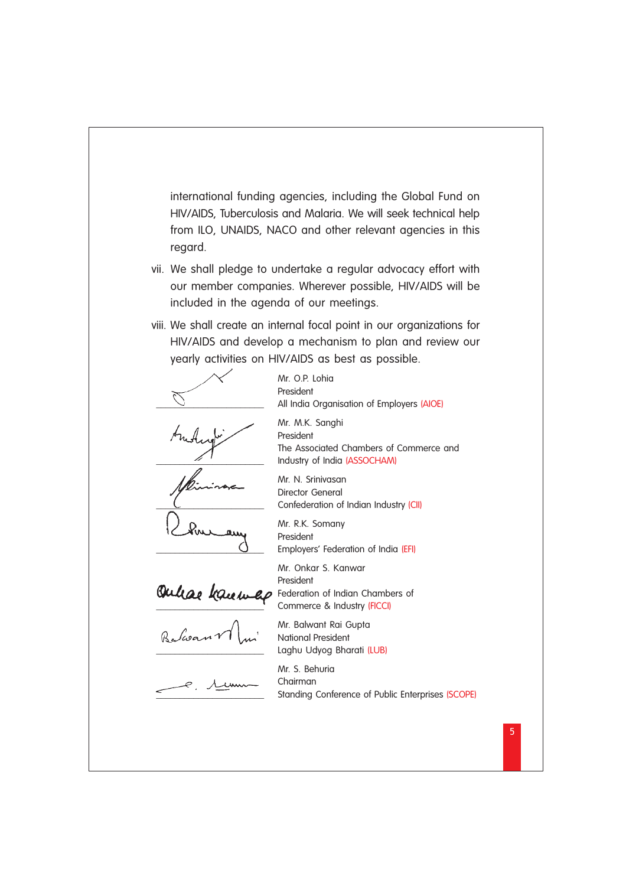international funding agencies, including the Global Fund on HIV/AIDS, Tuberculosis and Malaria. We will seek technical help from ILO, UNAIDS, NACO and other relevant agencies in this regard.

vii. We shall pledge to undertake a regular advocacy effort with our member companies. Wherever possible, HIV/AIDS will be included in the agenda of our meetings.

viii. We shall create an internal focal point in our organizations for HIV/AIDS and develop a mechanism to plan and review our yearly activities on HIV/AIDS as best as possible.

Mr. O.P. Lohia
President
All India Organisation of Employers (AIOE)

Mr. M.K. Sanghi
President
The Associated Chambers of Commerce and Industry of India (ASSOCHAM)

Mr. N. Srinivasan
Director General
Confederation of Indian Industry (CII)

Mr. R.K. Somany
President
Employers' Federation of India (EFI)

Mr. Onkar S. Kanwar
President
Federation of Indian Chambers of Commerce & Industry (FICCI)

Mr. Balwant Rai Gupta
National President
Laghu Udyog Bharati (LUB)

Mr. S. Behuria
Chairman
Standing Conference of Public Enterprises (SCOPE)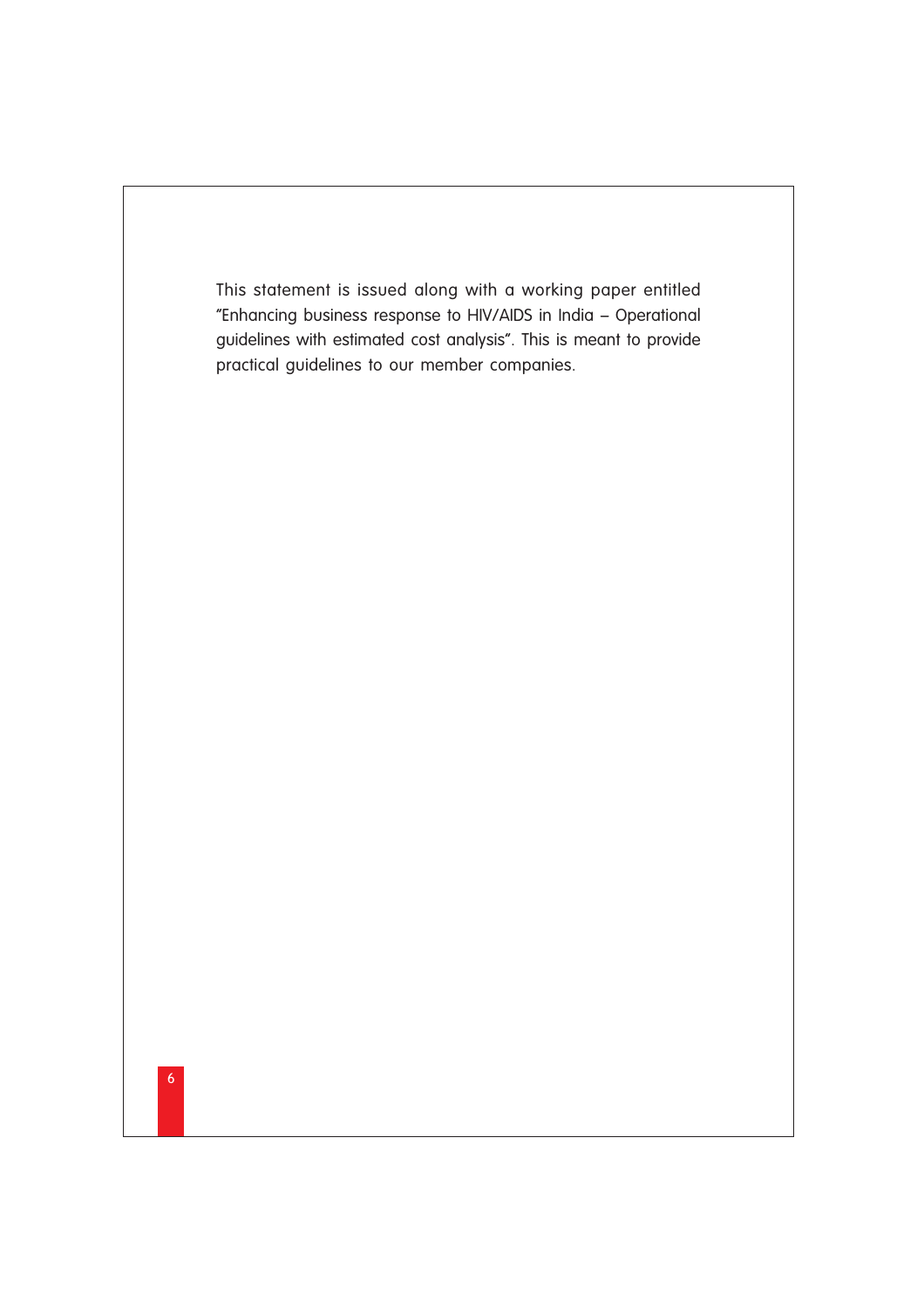This statement is issued along with a working paper entitled "Enhancing business response to HIV/AIDS in India – Operational guidelines with estimated cost analysis". This is meant to provide practical guidelines to our member companies.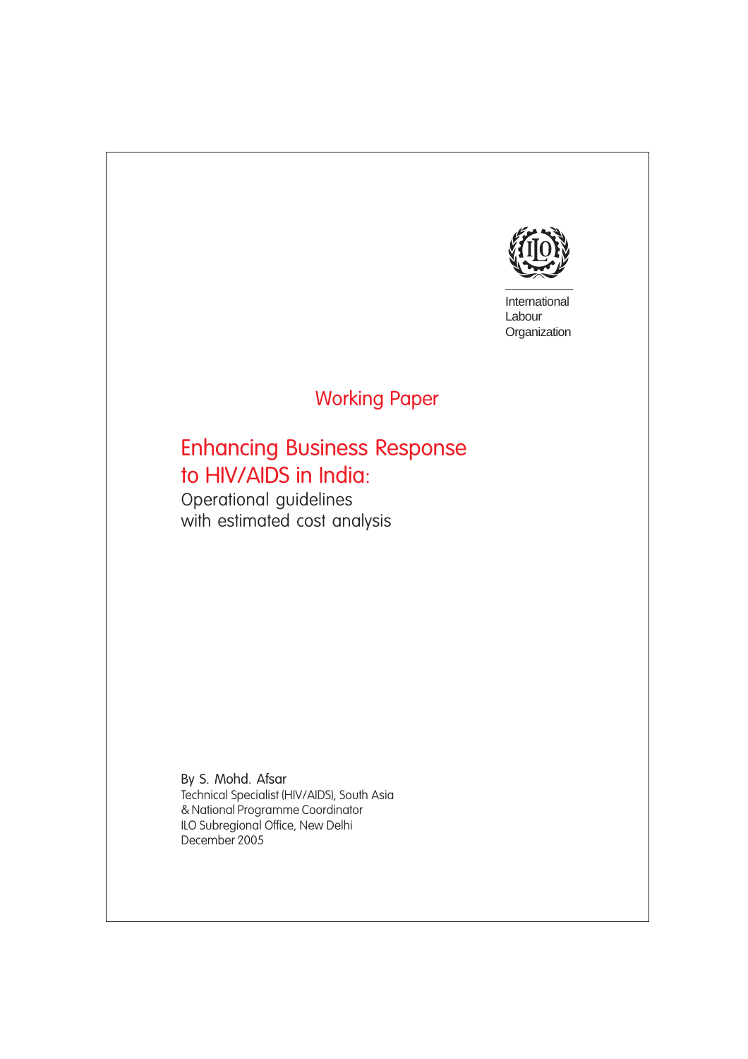International
Labour
Organization

Working Paper

# Enhancing Business Response to HIV/AIDS in India:

## Operational guidelines with estimated cost analysis

By S. Mohd. Afsar
Technical Specialist (HIV/AIDS), South Asia
& National Programme Coordinator
ILO Subregional Office, New Delhi
December 2005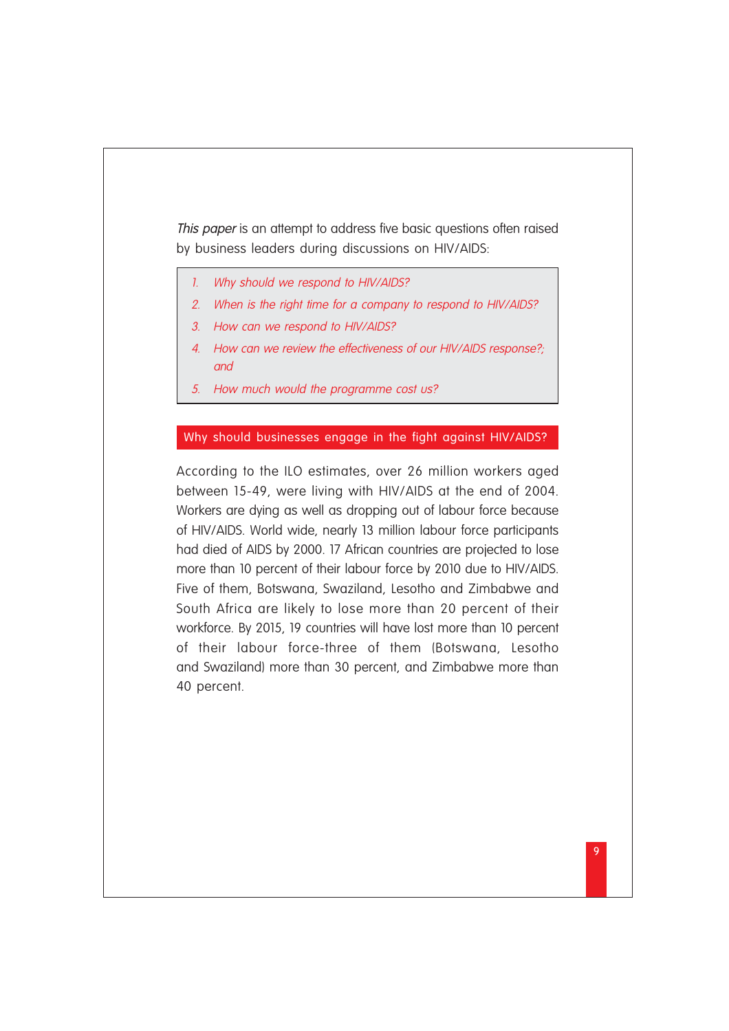*This paper* is an attempt to address five basic questions often raised by business leaders during discussions on HIV/AIDS:

1. *Why should we respond to HIV/AIDS?*
2. *When is the right time for a company to respond to HIV/AIDS?*
3. *How can we respond to HIV/AIDS?*
4. *How can we review the effectiveness of our HIV/AIDS response?; and*
5. *How much would the programme cost us?*

## Why should businesses engage in the fight against HIV/AIDS?

According to the ILO estimates, over 26 million workers aged between 15-49, were living with HIV/AIDS at the end of 2004. Workers are dying as well as dropping out of labour force because of HIV/AIDS. World wide, nearly 13 million labour force participants had died of AIDS by 2000. 17 African countries are projected to lose more than 10 percent of their labour force by 2010 due to HIV/AIDS. Five of them, Botswana, Swaziland, Lesotho and Zimbabwe and South Africa are likely to lose more than 20 percent of their workforce. By 2015, 19 countries will have lost more than 10 percent of their labour force-three of them (Botswana, Lesotho and Swaziland) more than 30 percent, and Zimbabwe more than 40 percent.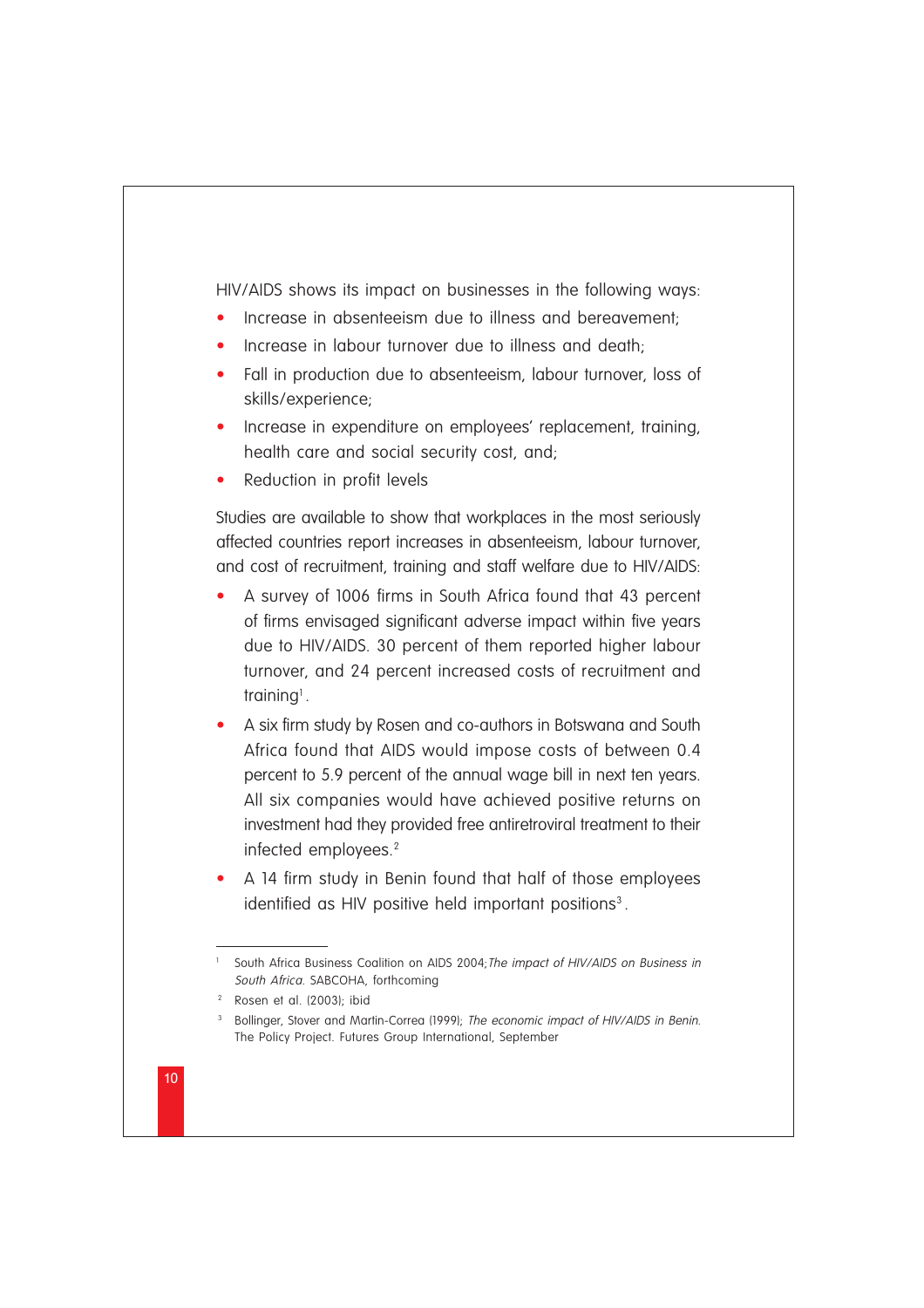HIV/AIDS shows its impact on businesses in the following ways:

- Increase in absenteeism due to illness and bereavement;
- Increase in labour turnover due to illness and death;
- Fall in production due to absenteeism, labour turnover, loss of skills/experience;
- Increase in expenditure on employees' replacement, training, health care and social security cost, and;
- Reduction in profit levels

Studies are available to show that workplaces in the most seriously affected countries report increases in absenteeism, labour turnover, and cost of recruitment, training and staff welfare due to HIV/AIDS:

- A survey of 1006 firms in South Africa found that 43 percent of firms envisaged significant adverse impact within five years due to HIV/AIDS. 30 percent of them reported higher labour turnover, and 24 percent increased costs of recruitment and training[1].
- A six firm study by Rosen and co-authors in Botswana and South Africa found that AIDS would impose costs of between 0.4 percent to 5.9 percent of the annual wage bill in next ten years. All six companies would have achieved positive returns on investment had they provided free antiretroviral treatment to their infected employees.[2]
- A 14 firm study in Benin found that half of those employees identified as HIV positive held important positions[3].

---

[1] South Africa Business Coalition on AIDS 2004; *The impact of HIV/AIDS on Business in South Africa.* SABCOHA, forthcoming

[2] Rosen et al. (2003); ibid

[3] Bollinger, Stover and Martin-Correa (1999); *The economic impact of HIV/AIDS in Benin.* The Policy Project. Futures Group International, September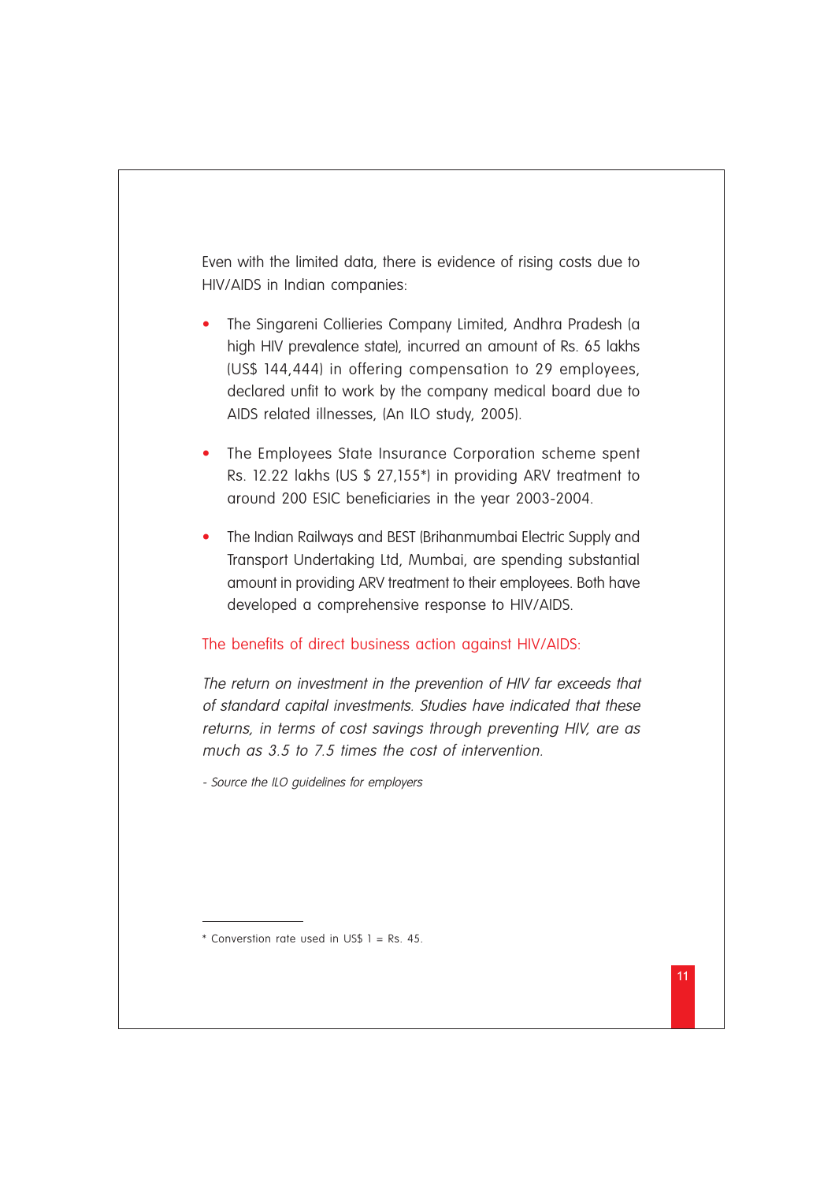Even with the limited data, there is evidence of rising costs due to HIV/AIDS in Indian companies:

- The Singareni Collieries Company Limited, Andhra Pradesh (a high HIV prevalence state), incurred an amount of Rs. 65 lakhs (US$ 144,444) in offering compensation to 29 employees, declared unfit to work by the company medical board due to AIDS related illnesses, (An ILO study, 2005).
- The Employees State Insurance Corporation scheme spent Rs. 12.22 lakhs (US $ 27,155*) in providing ARV treatment to around 200 ESIC beneficiaries in the year 2003-2004.
- The Indian Railways and BEST (Brihanmumbai Electric Supply and Transport Undertaking Ltd, Mumbai, are spending substantial amount in providing ARV treatment to their employees. Both have developed a comprehensive response to HIV/AIDS.

### The benefits of direct business action against HIV/AIDS:

*The return on investment in the prevention of HIV far exceeds that of standard capital investments. Studies have indicated that these returns, in terms of cost savings through preventing HIV, are as much as 3.5 to 7.5 times the cost of intervention.*

*- Source the ILO guidelines for employers*

---

* Converstion rate used in US$ 1 = Rs. 45.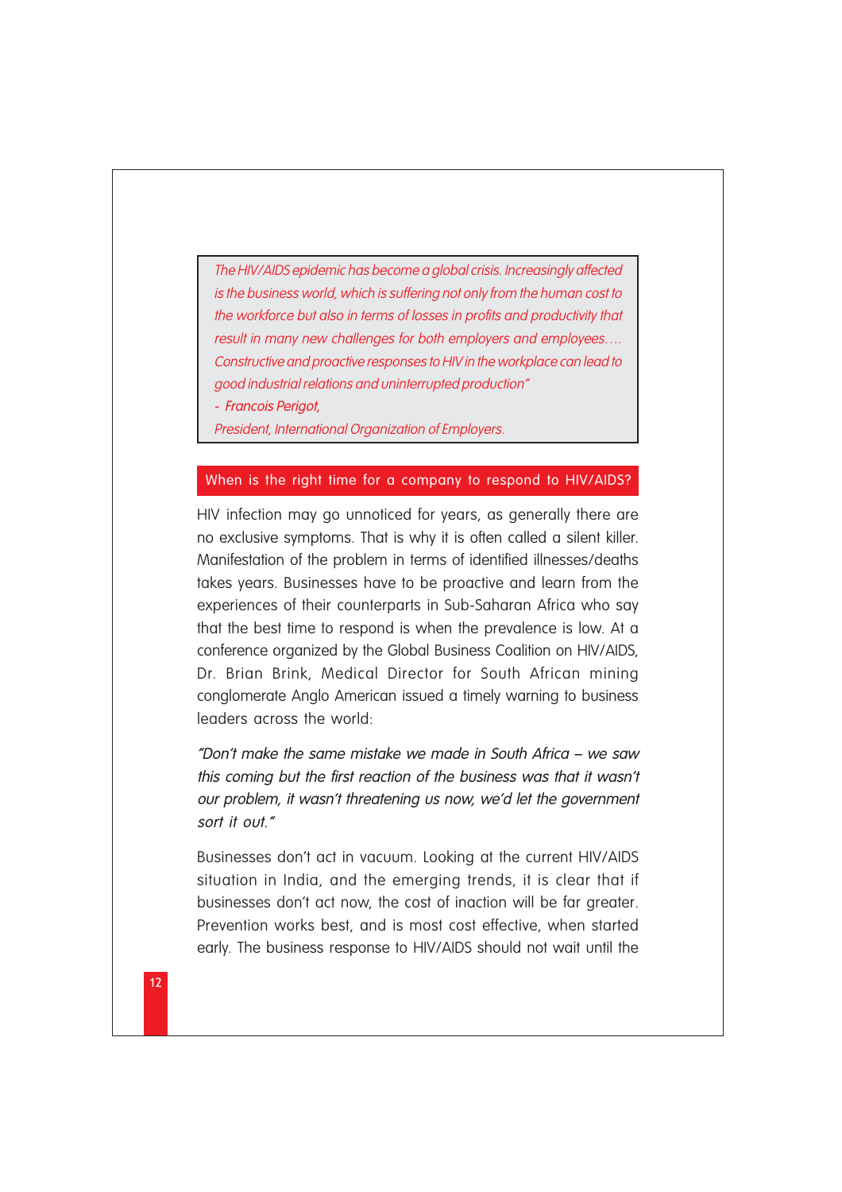> *The HIV/AIDS epidemic has become a global crisis. Increasingly affected is the business world, which is suffering not only from the human cost to the workforce but also in terms of losses in profits and productivity that result in many new challenges for both employers and employees.... Constructive and proactive responses to HIV in the workplace can lead to good industrial relations and uninterrupted production"*
>
> *- Francois Perigot,*
>
> *President, International Organization of Employers.*

## When is the right time for a company to respond to HIV/AIDS?

HIV infection may go unnoticed for years, as generally there are no exclusive symptoms. That is why it is often called a silent killer. Manifestation of the problem in terms of identified illnesses/deaths takes years. Businesses have to be proactive and learn from the experiences of their counterparts in Sub-Saharan Africa who say that the best time to respond is when the prevalence is low. At a conference organized by the Global Business Coalition on HIV/AIDS, Dr. Brian Brink, Medical Director for South African mining conglomerate Anglo American issued a timely warning to business leaders across the world:

*"Don't make the same mistake we made in South Africa – we saw this coming but the first reaction of the business was that it wasn't our problem, it wasn't threatening us now, we'd let the government sort it out."*

Businesses don't act in vacuum. Looking at the current HIV/AIDS situation in India, and the emerging trends, it is clear that if businesses don't act now, the cost of inaction will be far greater. Prevention works best, and is most cost effective, when started early. The business response to HIV/AIDS should not wait until the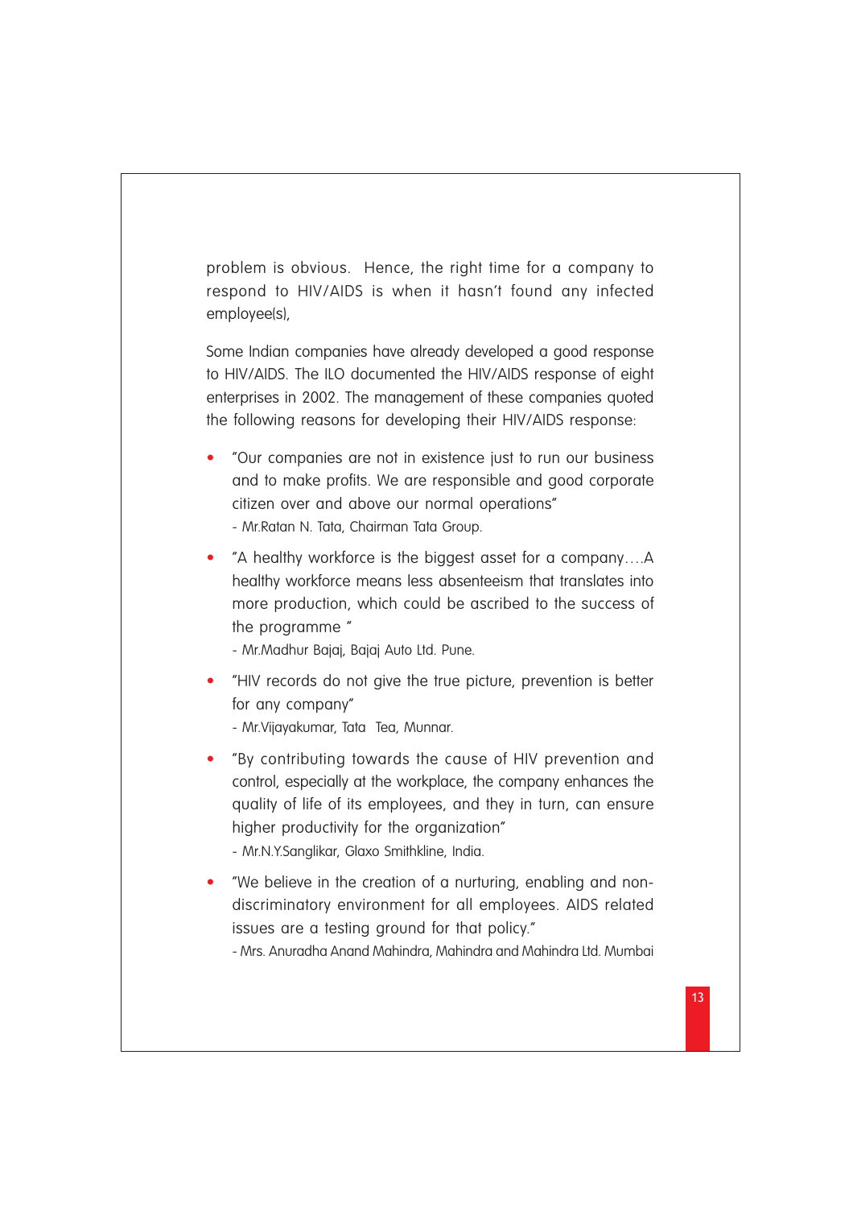problem is obvious. Hence, the right time for a company to respond to HIV/AIDS is when it hasn't found any infected employee(s),

Some Indian companies have already developed a good response to HIV/AIDS. The ILO documented the HIV/AIDS response of eight enterprises in 2002. The management of these companies quoted the following reasons for developing their HIV/AIDS response:

- "Our companies are not in existence just to run our business and to make profits. We are responsible and good corporate citizen over and above our normal operations"
  - Mr.Ratan N. Tata, Chairman Tata Group.
- "A healthy workforce is the biggest asset for a company....A healthy workforce means less absenteeism that translates into more production, which could be ascribed to the success of the programme "
  - Mr.Madhur Bajaj, Bajaj Auto Ltd. Pune.
- "HIV records do not give the true picture, prevention is better for any company"
  - Mr.Vijayakumar, Tata Tea, Munnar.
- "By contributing towards the cause of HIV prevention and control, especially at the workplace, the company enhances the quality of life of its employees, and they in turn, can ensure higher productivity for the organization"
  - Mr.N.Y.Sanglikar, Glaxo Smithkline, India.
- "We believe in the creation of a nurturing, enabling and non-discriminatory environment for all employees. AIDS related issues are a testing ground for that policy."
  - Mrs. Anuradha Anand Mahindra, Mahindra and Mahindra Ltd. Mumbai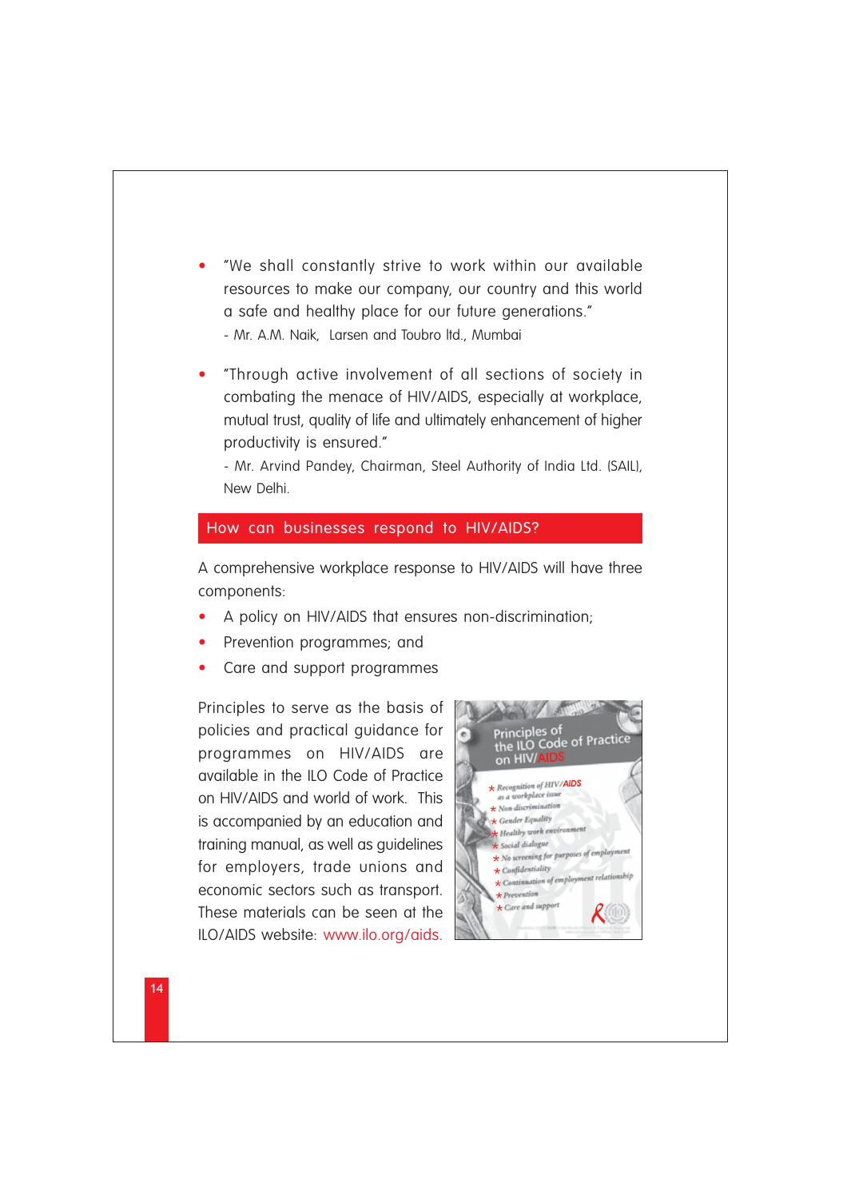- "We shall constantly strive to work within our available resources to make our company, our country and this world a safe and healthy place for our future generations."
  - Mr. A.M. Naik, Larsen and Toubro ltd., Mumbai

- "Through active involvement of all sections of society in combating the menace of HIV/AIDS, especially at workplace, mutual trust, quality of life and ultimately enhancement of higher productivity is ensured."
  - Mr. Arvind Pandey, Chairman, Steel Authority of India Ltd. (SAIL), New Delhi.

## How can businesses respond to HIV/AIDS?

A comprehensive workplace response to HIV/AIDS will have three components:

- A policy on HIV/AIDS that ensures non-discrimination;
- Prevention programmes; and
- Care and support programmes

Principles to serve as the basis of policies and practical guidance for programmes on HIV/AIDS are available in the ILO Code of Practice on HIV/AIDS and world of work. This is accompanied by an education and training manual, as well as guidelines for employers, trade unions and economic sectors such as transport. These materials can be seen at the ILO/AIDS website: www.ilo.org/aids.

Principles of the ILO Code of Practice on HIV/AIDS

- Recognition of HIV/AIDS as a workplace issue
- Non-discrimination
- Gender Equality
- Healthy work environment
- Social dialogue
- No screening for purposes of employment
- Confidentiality
- Continuation of employment relationship
- Prevention
- Care and support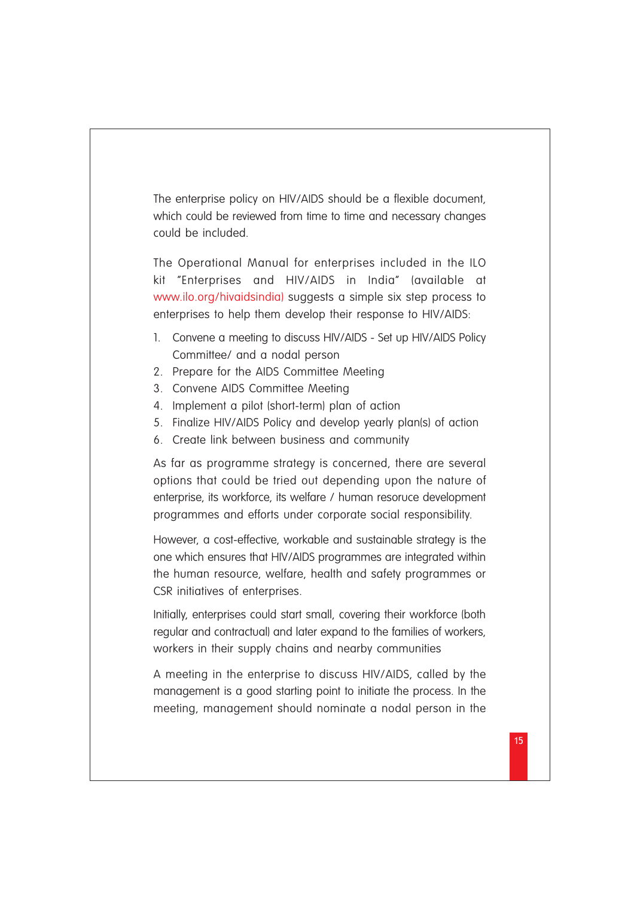The enterprise policy on HIV/AIDS should be a flexible document, which could be reviewed from time to time and necessary changes could be included.

The Operational Manual for enterprises included in the ILO kit "Enterprises and HIV/AIDS in India" (available at www.ilo.org/hivaidsindia) suggests a simple six step process to enterprises to help them develop their response to HIV/AIDS:

1. Convene a meeting to discuss HIV/AIDS - Set up HIV/AIDS Policy Committee/ and a nodal person
2. Prepare for the AIDS Committee Meeting
3. Convene AIDS Committee Meeting
4. Implement a pilot (short-term) plan of action
5. Finalize HIV/AIDS Policy and develop yearly plan(s) of action
6. Create link between business and community

As far as programme strategy is concerned, there are several options that could be tried out depending upon the nature of enterprise, its workforce, its welfare / human resoruce development programmes and efforts under corporate social responsibility.

However, a cost-effective, workable and sustainable strategy is the one which ensures that HIV/AIDS programmes are integrated within the human resource, welfare, health and safety programmes or CSR initiatives of enterprises.

Initially, enterprises could start small, covering their workforce (both regular and contractual) and later expand to the families of workers, workers in their supply chains and nearby communities

A meeting in the enterprise to discuss HIV/AIDS, called by the management is a good starting point to initiate the process. In the meeting, management should nominate a nodal person in the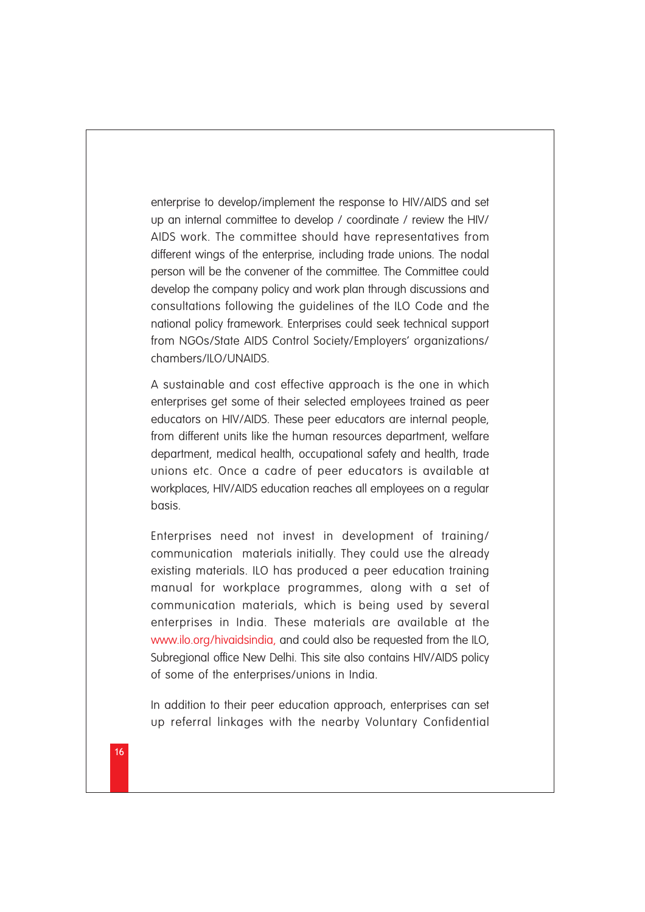enterprise to develop/implement the response to HIV/AIDS and set up an internal committee to develop / coordinate / review the HIV/ AIDS work. The committee should have representatives from different wings of the enterprise, including trade unions. The nodal person will be the convener of the committee. The Committee could develop the company policy and work plan through discussions and consultations following the guidelines of the ILO Code and the national policy framework. Enterprises could seek technical support from NGOs/State AIDS Control Society/Employers' organizations/ chambers/ILO/UNAIDS.

A sustainable and cost effective approach is the one in which enterprises get some of their selected employees trained as peer educators on HIV/AIDS. These peer educators are internal people, from different units like the human resources department, welfare department, medical health, occupational safety and health, trade unions etc. Once a cadre of peer educators is available at workplaces, HIV/AIDS education reaches all employees on a regular basis.

Enterprises need not invest in development of training/ communication materials initially. They could use the already existing materials. ILO has produced a peer education training manual for workplace programmes, along with a set of communication materials, which is being used by several enterprises in India. These materials are available at the www.ilo.org/hivaidsindia, and could also be requested from the ILO, Subregional office New Delhi. This site also contains HIV/AIDS policy of some of the enterprises/unions in India.

In addition to their peer education approach, enterprises can set up referral linkages with the nearby Voluntary Confidential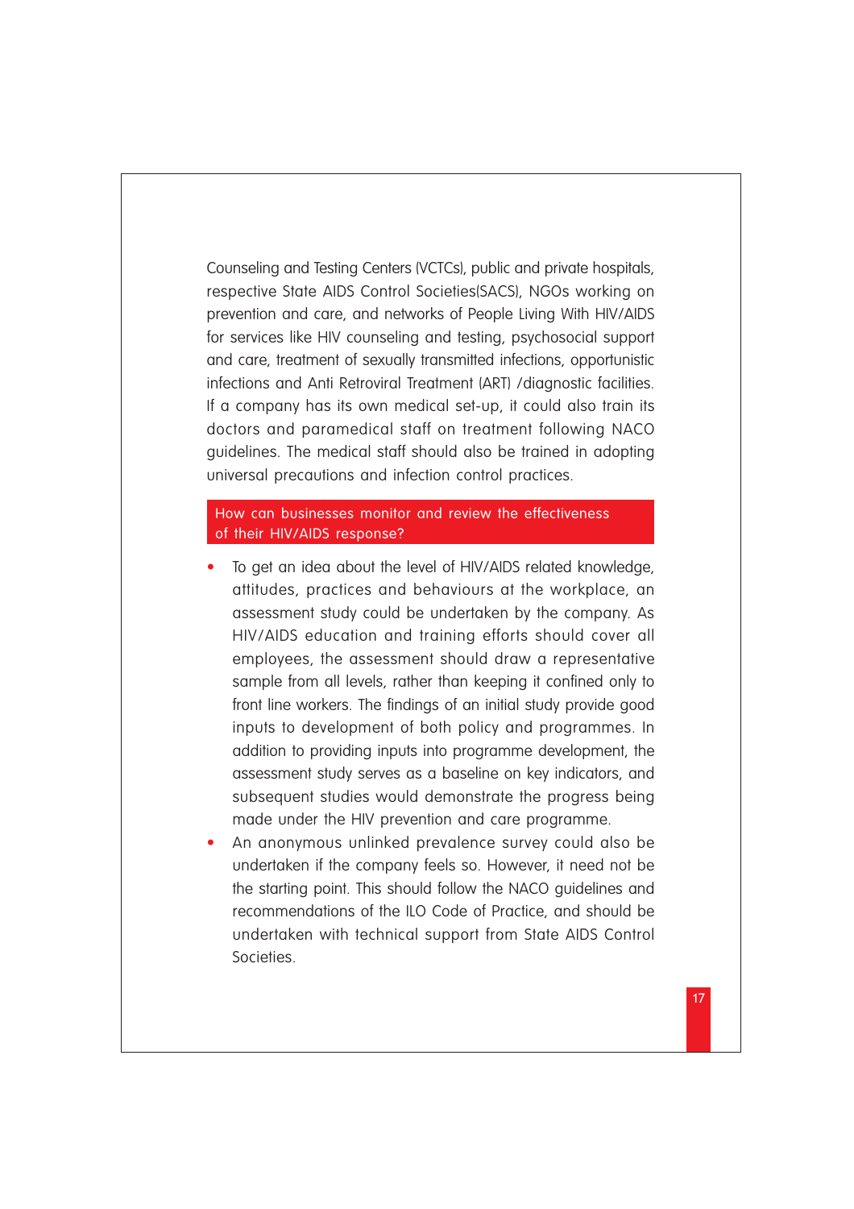Counseling and Testing Centers (VCTCs), public and private hospitals, respective State AIDS Control Societies(SACS), NGOs working on prevention and care, and networks of People Living With HIV/AIDS for services like HIV counseling and testing, psychosocial support and care, treatment of sexually transmitted infections, opportunistic infections and Anti Retroviral Treatment (ART) /diagnostic facilities. If a company has its own medical set-up, it could also train its doctors and paramedical staff on treatment following NACO guidelines. The medical staff should also be trained in adopting universal precautions and infection control practices.

## How can businesses monitor and review the effectiveness of their HIV/AIDS response?

- To get an idea about the level of HIV/AIDS related knowledge, attitudes, practices and behaviours at the workplace, an assessment study could be undertaken by the company. As HIV/AIDS education and training efforts should cover all employees, the assessment should draw a representative sample from all levels, rather than keeping it confined only to front line workers. The findings of an initial study provide good inputs to development of both policy and programmes. In addition to providing inputs into programme development, the assessment study serves as a baseline on key indicators, and subsequent studies would demonstrate the progress being made under the HIV prevention and care programme.
- An anonymous unlinked prevalence survey could also be undertaken if the company feels so. However, it need not be the starting point. This should follow the NACO guidelines and recommendations of the ILO Code of Practice, and should be undertaken with technical support from State AIDS Control Societies.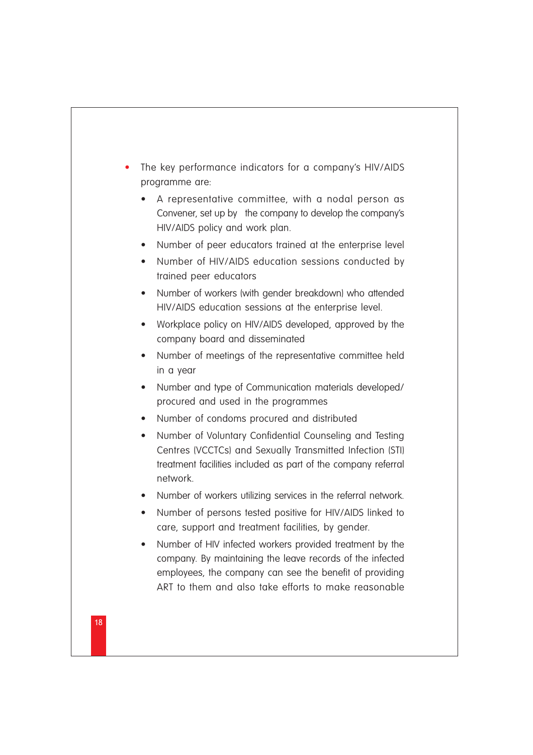- The key performance indicators for a company's HIV/AIDS programme are:
  - A representative committee, with a nodal person as Convener, set up by the company to develop the company's HIV/AIDS policy and work plan.
  - Number of peer educators trained at the enterprise level
  - Number of HIV/AIDS education sessions conducted by trained peer educators
  - Number of workers (with gender breakdown) who attended HIV/AIDS education sessions at the enterprise level.
  - Workplace policy on HIV/AIDS developed, approved by the company board and disseminated
  - Number of meetings of the representative committee held in a year
  - Number and type of Communication materials developed/ procured and used in the programmes
  - Number of condoms procured and distributed
  - Number of Voluntary Confidential Counseling and Testing Centres (VCCTCs) and Sexually Transmitted Infection (STI) treatment facilities included as part of the company referral network.
  - Number of workers utilizing services in the referral network.
  - Number of persons tested positive for HIV/AIDS linked to care, support and treatment facilities, by gender.
  - Number of HIV infected workers provided treatment by the company. By maintaining the leave records of the infected employees, the company can see the benefit of providing ART to them and also take efforts to make reasonable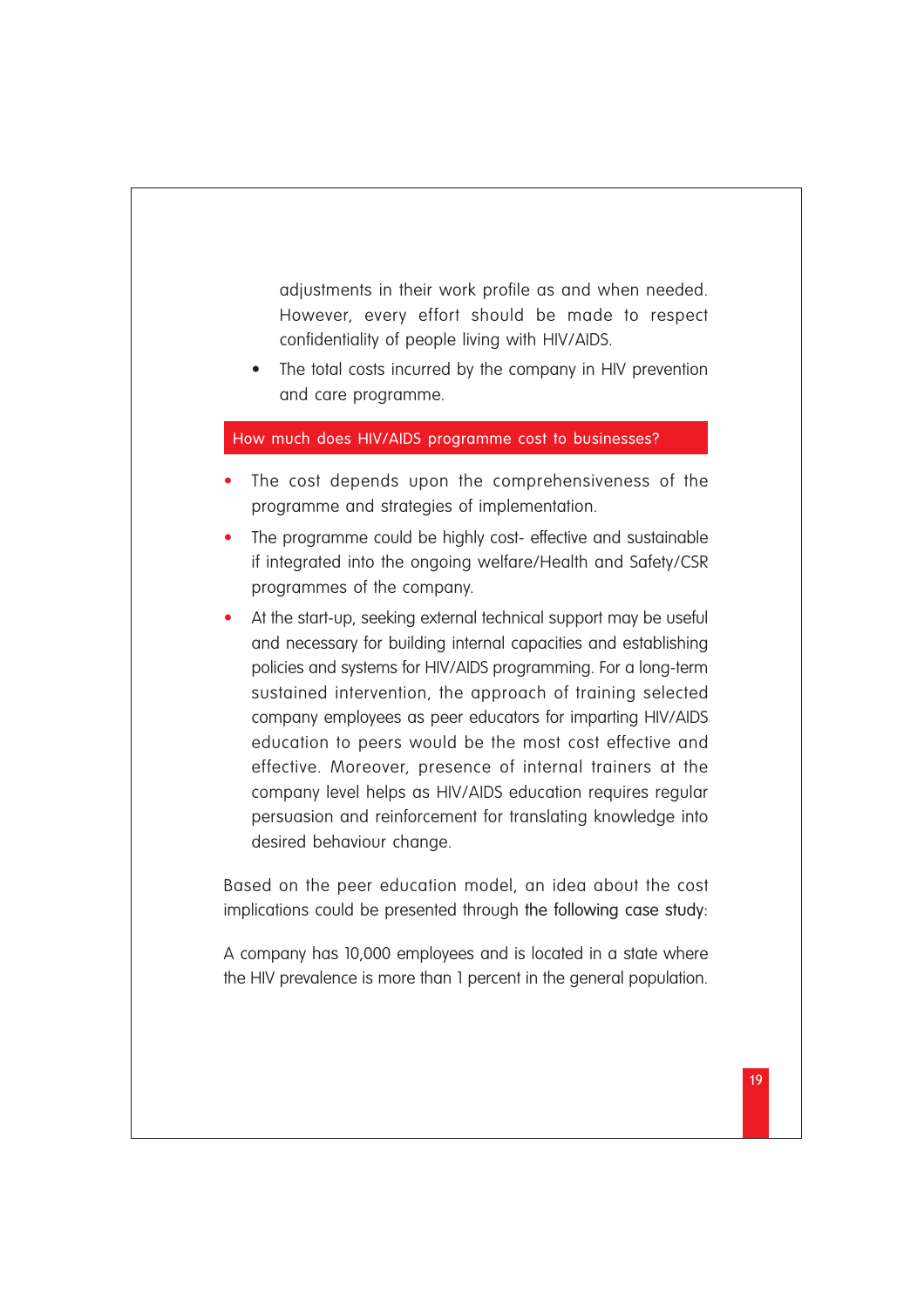adjustments in their work profile as and when needed. However, every effort should be made to respect confidentiality of people living with HIV/AIDS.

- The total costs incurred by the company in HIV prevention and care programme.

## How much does HIV/AIDS programme cost to businesses?

- The cost depends upon the comprehensiveness of the programme and strategies of implementation.
- The programme could be highly cost- effective and sustainable if integrated into the ongoing welfare/Health and Safety/CSR programmes of the company.
- At the start-up, seeking external technical support may be useful and necessary for building internal capacities and establishing policies and systems for HIV/AIDS programming. For a long-term sustained intervention, the approach of training selected company employees as peer educators for imparting HIV/AIDS education to peers would be the most cost effective and effective. Moreover, presence of internal trainers at the company level helps as HIV/AIDS education requires regular persuasion and reinforcement for translating knowledge into desired behaviour change.

Based on the peer education model, an idea about the cost implications could be presented through the following case study:

A company has 10,000 employees and is located in a state where the HIV prevalence is more than 1 percent in the general population.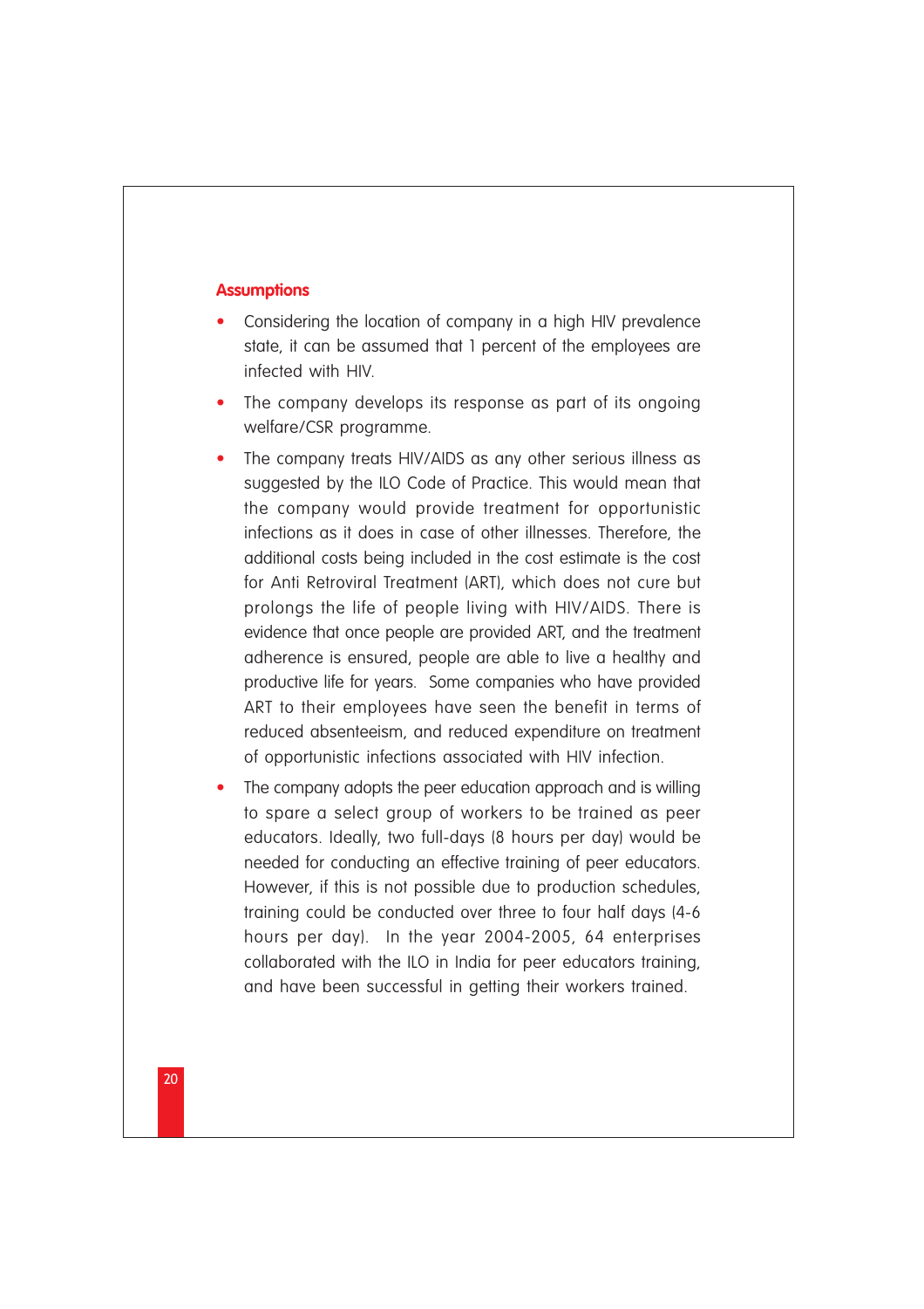## Assumptions

- Considering the location of company in a high HIV prevalence state, it can be assumed that 1 percent of the employees are infected with HIV.
- The company develops its response as part of its ongoing welfare/CSR programme.
- The company treats HIV/AIDS as any other serious illness as suggested by the ILO Code of Practice. This would mean that the company would provide treatment for opportunistic infections as it does in case of other illnesses. Therefore, the additional costs being included in the cost estimate is the cost for Anti Retroviral Treatment (ART), which does not cure but prolongs the life of people living with HIV/AIDS. There is evidence that once people are provided ART, and the treatment adherence is ensured, people are able to live a healthy and productive life for years. Some companies who have provided ART to their employees have seen the benefit in terms of reduced absenteeism, and reduced expenditure on treatment of opportunistic infections associated with HIV infection.
- The company adopts the peer education approach and is willing to spare a select group of workers to be trained as peer educators. Ideally, two full-days (8 hours per day) would be needed for conducting an effective training of peer educators. However, if this is not possible due to production schedules, training could be conducted over three to four half days (4-6 hours per day). In the year 2004-2005, 64 enterprises collaborated with the ILO in India for peer educators training, and have been successful in getting their workers trained.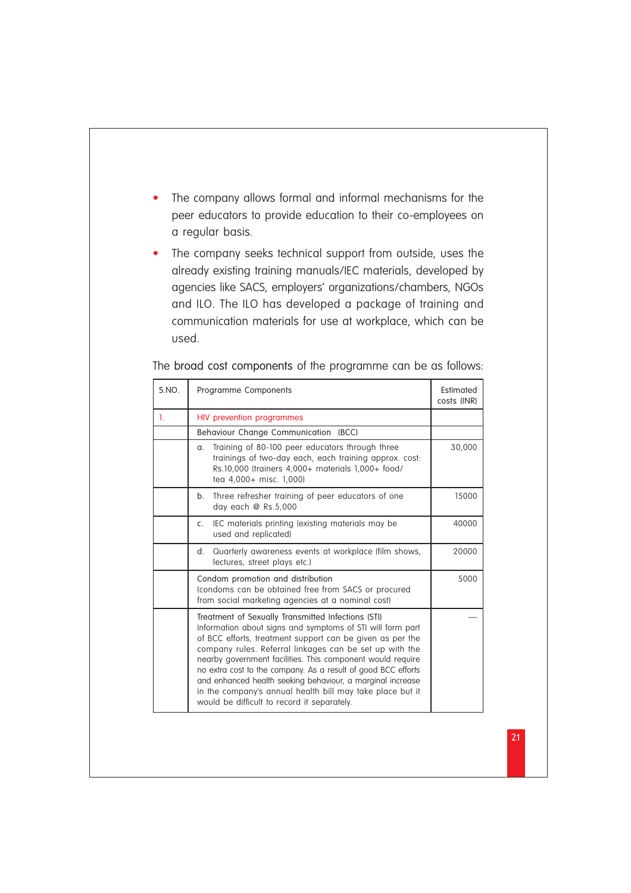- The company allows formal and informal mechanisms for the peer educators to provide education to their co-employees on a regular basis.
- The company seeks technical support from outside, uses the already existing training manuals/IEC materials, developed by agencies like SACS, employers' organizations/chambers, NGOs and ILO. The ILO has developed a package of training and communication materials for use at workplace, which can be used.

The **broad cost components** of the programme can be as follows:

| S.NO. | Programme Components | Estimated costs (INR) |
|---|---|---|
| 1. | HIV prevention programmes | |
| | Behaviour Change Communication (BCC) | |
| | a. Training of 80-100 peer educators through three trainings of two-day each, each training approx. cost: Rs.10,000 (trainers 4,000+ materials 1,000+ food/ tea 4,000+ misc. 1,000) | 30,000 |
| | b. Three refresher training of peer educators of one day each @ Rs.5,000 | 15000 |
| | c. IEC materials printing (existing materials may be used and replicated) | 40000 |
| | d. Quarterly awareness events at workplace (film shows, lectures, street plays etc.) | 20000 |
| | Condom promotion and distribution (condoms can be obtained free from SACS or procured from social marketing agencies at a nominal cost) | 5000 |
| | Treatment of Sexually Transmitted Infections (STI) Information about signs and symptoms of STI will form part of BCC efforts, treatment support can be given as per the company rules. Referral linkages can be set up with the nearby government facilities. This component would require no extra cost to the company. As a result of good BCC efforts and enhanced health seeking behaviour, a marginal increase in the company's annual health bill may take place but it would be difficult to record it separately. | — |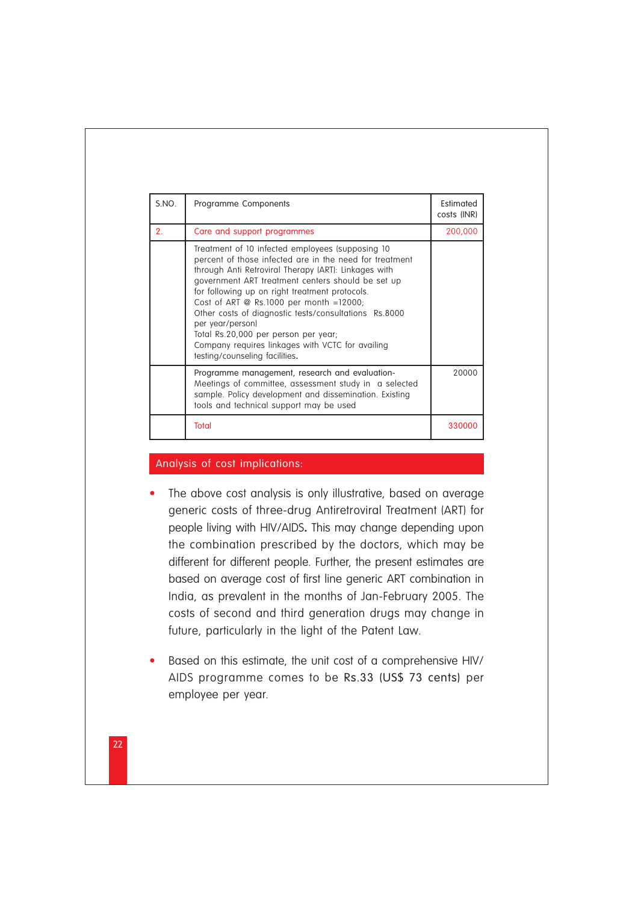| S.NO. | Programme Components | Estimated costs (INR) |
|---|---|---|
| 2. | Care and support programmes | 200,000 |
| | Treatment of 10 infected employees (supposing 10 percent of those infected are in the need for treatment through Anti Retroviral Therapy (ART): Linkages with government ART treatment centers should be set up for following up on right treatment protocols.<br>Cost of ART @ Rs.1000 per month =12000;<br>Other costs of diagnostic tests/consultations Rs.8000 per year/person)<br>Total Rs.20,000 per person per year;<br>Company requires linkages with VCTC for availing testing/counseling facilities. | |
| | Programme management, research and evaluation- Meetings of committee, assessment study in a selected sample. Policy development and dissemination. Existing tools and technical support may be used | 20000 |
| | Total | 330000 |

## Analysis of cost implications:

- The above cost analysis is only illustrative, based on average generic costs of three-drug Antiretroviral Treatment (ART) for people living with HIV/AIDS**.** This may change depending upon the combination prescribed by the doctors, which may be different for different people. Further, the present estimates are based on average cost of first line generic ART combination in India, as prevalent in the months of Jan-February 2005. The costs of second and third generation drugs may change in future, particularly in the light of the Patent Law.

- Based on this estimate, the unit cost of a comprehensive HIV/AIDS programme comes to be Rs.33 (US$ 73 cents) per employee per year.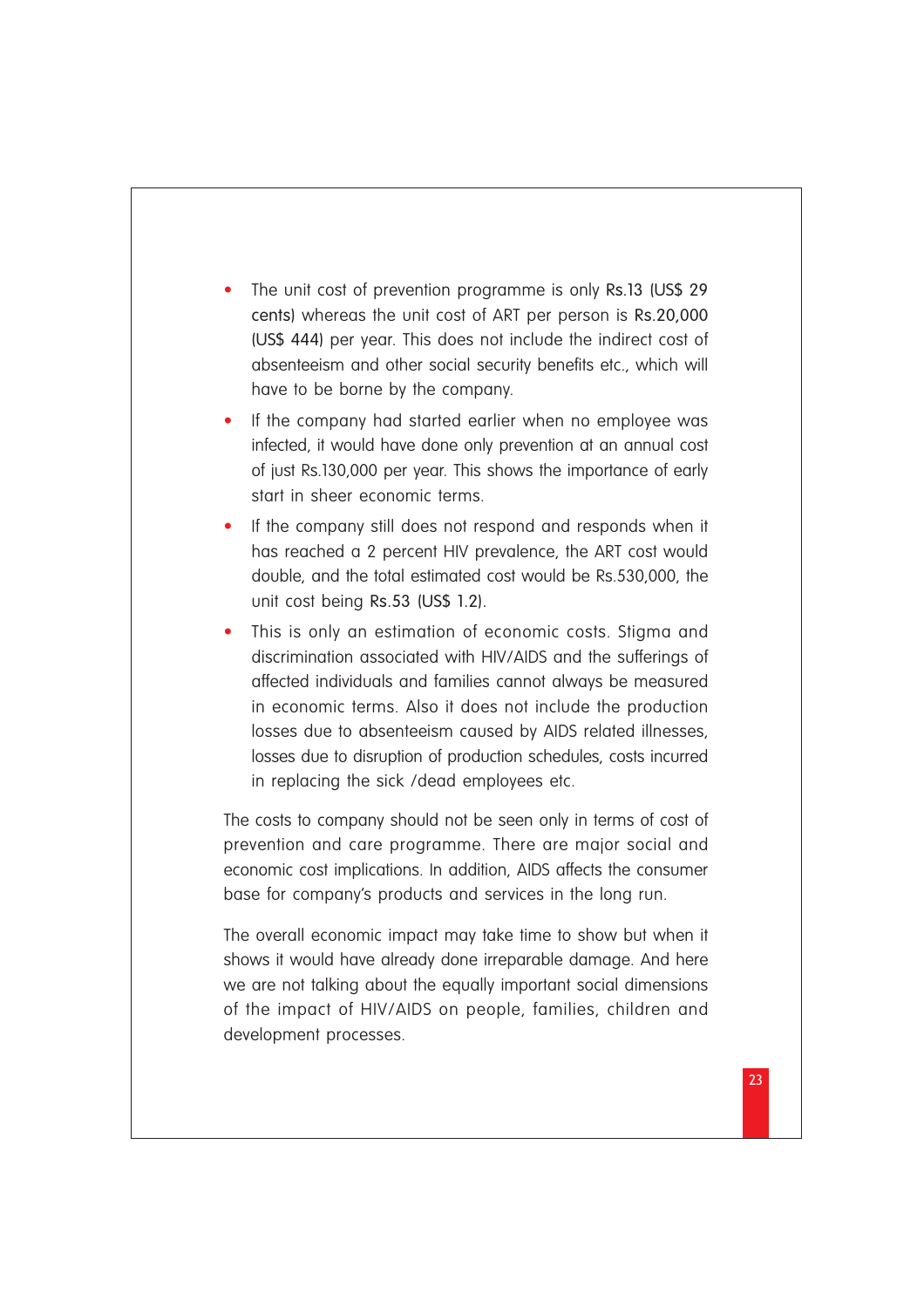- The unit cost of prevention programme is only Rs.13 (US$ 29 cents) whereas the unit cost of ART per person is Rs.20,000 (US$ 444) per year. This does not include the indirect cost of absenteeism and other social security benefits etc., which will have to be borne by the company.
- If the company had started earlier when no employee was infected, it would have done only prevention at an annual cost of just Rs.130,000 per year. This shows the importance of early start in sheer economic terms.
- If the company still does not respond and responds when it has reached a 2 percent HIV prevalence, the ART cost would double, and the total estimated cost would be Rs.530,000, the unit cost being Rs.53 (US$ 1.2).
- This is only an estimation of economic costs. Stigma and discrimination associated with HIV/AIDS and the sufferings of affected individuals and families cannot always be measured in economic terms. Also it does not include the production losses due to absenteeism caused by AIDS related illnesses, losses due to disruption of production schedules, costs incurred in replacing the sick /dead employees etc.

The costs to company should not be seen only in terms of cost of prevention and care programme. There are major social and economic cost implications. In addition, AIDS affects the consumer base for company's products and services in the long run.

The overall economic impact may take time to show but when it shows it would have already done irreparable damage. And here we are not talking about the equally important social dimensions of the impact of HIV/AIDS on people, families, children and development processes.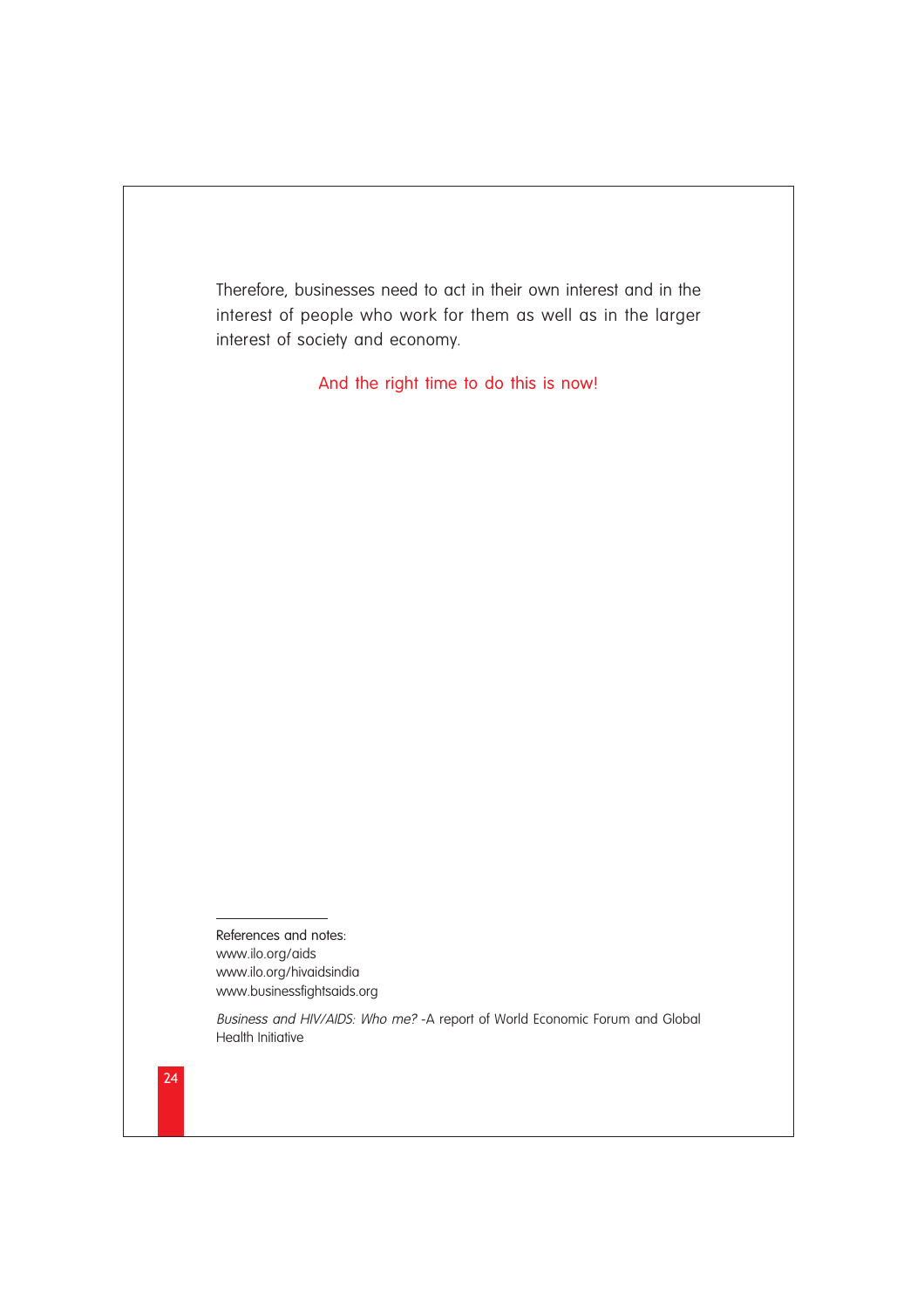Therefore, businesses need to act in their own interest and in the interest of people who work for them as well as in the larger interest of society and economy.

And the right time to do this is now!

---

References and notes:
www.ilo.org/aids
www.ilo.org/hivaidsindia
www.businessfightsaids.org

*Business and HIV/AIDS: Who me?* -A report of World Economic Forum and Global Health Initiative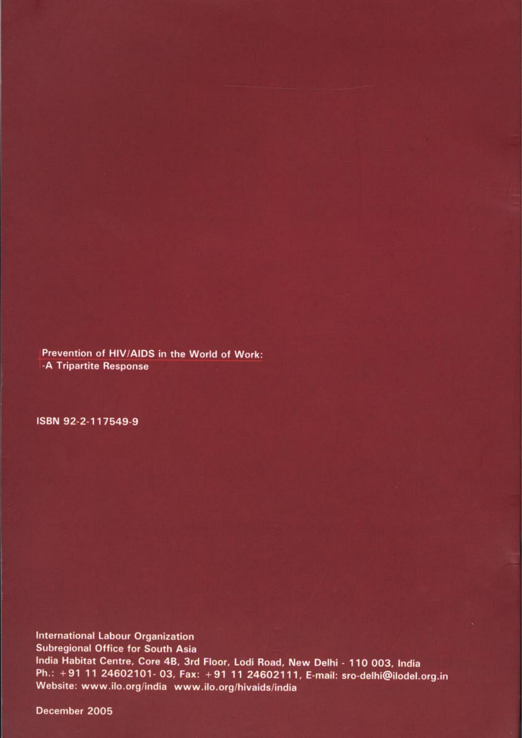Prevention of HIV/AIDS in the World of Work:
-A Tripartite Response

ISBN 92-2-117549-9

International Labour Organization
Subregional Office for South Asia
India Habitat Centre, Core 4B, 3rd Floor, Lodi Road, New Delhi - 110 003, India
Ph.: +91 11 24602101- 03, Fax: +91 11 24602111, E-mail: sro-delhi@ilodel.org.in
Website: www.ilo.org/india www.ilo.org/hivaids/india

December 2005